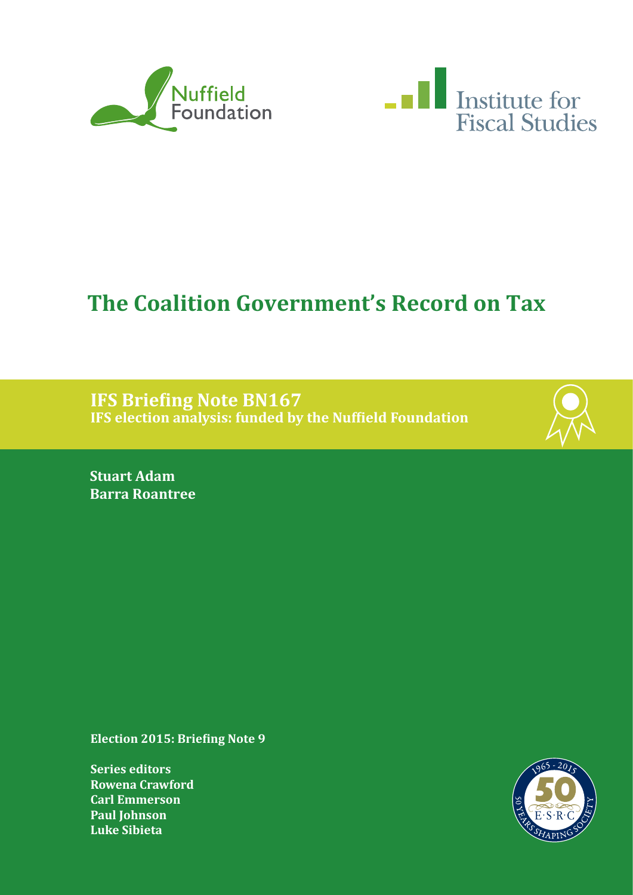# The Coalition Government's Record on Tax

**IFS Briefing Note BN167**
**IFS election analysis: funded by the Nuffield Foundation**

**Stuart Adam**
**Barra Roantree**

**Election 2015: Briefing Note 9**

**Series editors**
**Rowena Crawford**
**Carl Emmerson**
**Paul Johnson**
**Luke Sibieta**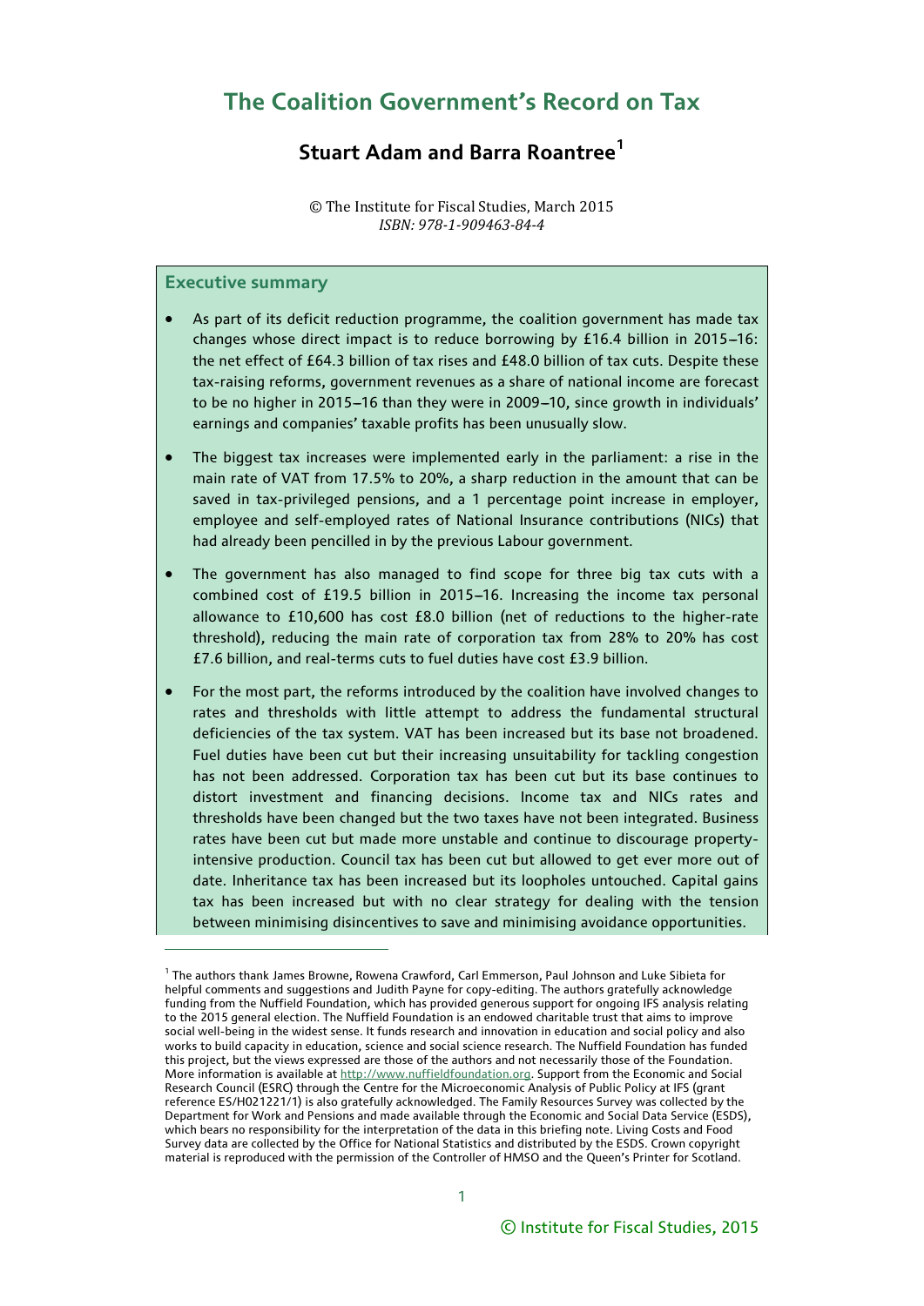# The Coalition Government's Record on Tax

## Stuart Adam and Barra Roantree[1]

© The Institute for Fiscal Studies, March 2015
*ISBN: 978-1-909463-84-4*

### Executive summary

- As part of its deficit reduction programme, the coalition government has made tax changes whose direct impact is to reduce borrowing by £16.4 billion in 2015–16: the net effect of £64.3 billion of tax rises and £48.0 billion of tax cuts. Despite these tax-raising reforms, government revenues as a share of national income are forecast to be no higher in 2015–16 than they were in 2009–10, since growth in individuals' earnings and companies' taxable profits has been unusually slow.
- The biggest tax increases were implemented early in the parliament: a rise in the main rate of VAT from 17.5% to 20%, a sharp reduction in the amount that can be saved in tax-privileged pensions, and a 1 percentage point increase in employer, employee and self-employed rates of National Insurance contributions (NICs) that had already been pencilled in by the previous Labour government.
- The government has also managed to find scope for three big tax cuts with a combined cost of £19.5 billion in 2015–16. Increasing the income tax personal allowance to £10,600 has cost £8.0 billion (net of reductions to the higher-rate threshold), reducing the main rate of corporation tax from 28% to 20% has cost £7.6 billion, and real-terms cuts to fuel duties have cost £3.9 billion.
- For the most part, the reforms introduced by the coalition have involved changes to rates and thresholds with little attempt to address the fundamental structural deficiencies of the tax system. VAT has been increased but its base not broadened. Fuel duties have been cut but their increasing unsuitability for tackling congestion has not been addressed. Corporation tax has been cut but its base continues to distort investment and financing decisions. Income tax and NICs rates and thresholds have been changed but the two taxes have not been integrated. Business rates have been cut but made more unstable and continue to discourage property-intensive production. Council tax has been cut but allowed to get ever more out of date. Inheritance tax has been increased but its loopholes untouched. Capital gains tax has been increased but with no clear strategy for dealing with the tension between minimising disincentives to save and minimising avoidance opportunities.

---

[1] The authors thank James Browne, Rowena Crawford, Carl Emmerson, Paul Johnson and Luke Sibieta for helpful comments and suggestions and Judith Payne for copy-editing. The authors gratefully acknowledge funding from the Nuffield Foundation, which has provided generous support for ongoing IFS analysis relating to the 2015 general election. The Nuffield Foundation is an endowed charitable trust that aims to improve social well-being in the widest sense. It funds research and innovation in education and social policy and also works to build capacity in education, science and social science research. The Nuffield Foundation has funded this project, but the views expressed are those of the authors and not necessarily those of the Foundation. More information is available at http://www.nuffieldfoundation.org. Support from the Economic and Social Research Council (ESRC) through the Centre for the Microeconomic Analysis of Public Policy at IFS (grant reference ES/H021221/1) is also gratefully acknowledged. The Family Resources Survey was collected by the Department for Work and Pensions and made available through the Economic and Social Data Service (ESDS), which bears no responsibility for the interpretation of the data in this briefing note. Living Costs and Food Survey data are collected by the Office for National Statistics and distributed by the ESDS. Crown copyright material is reproduced with the permission of the Controller of HMSO and the Queen's Printer for Scotland.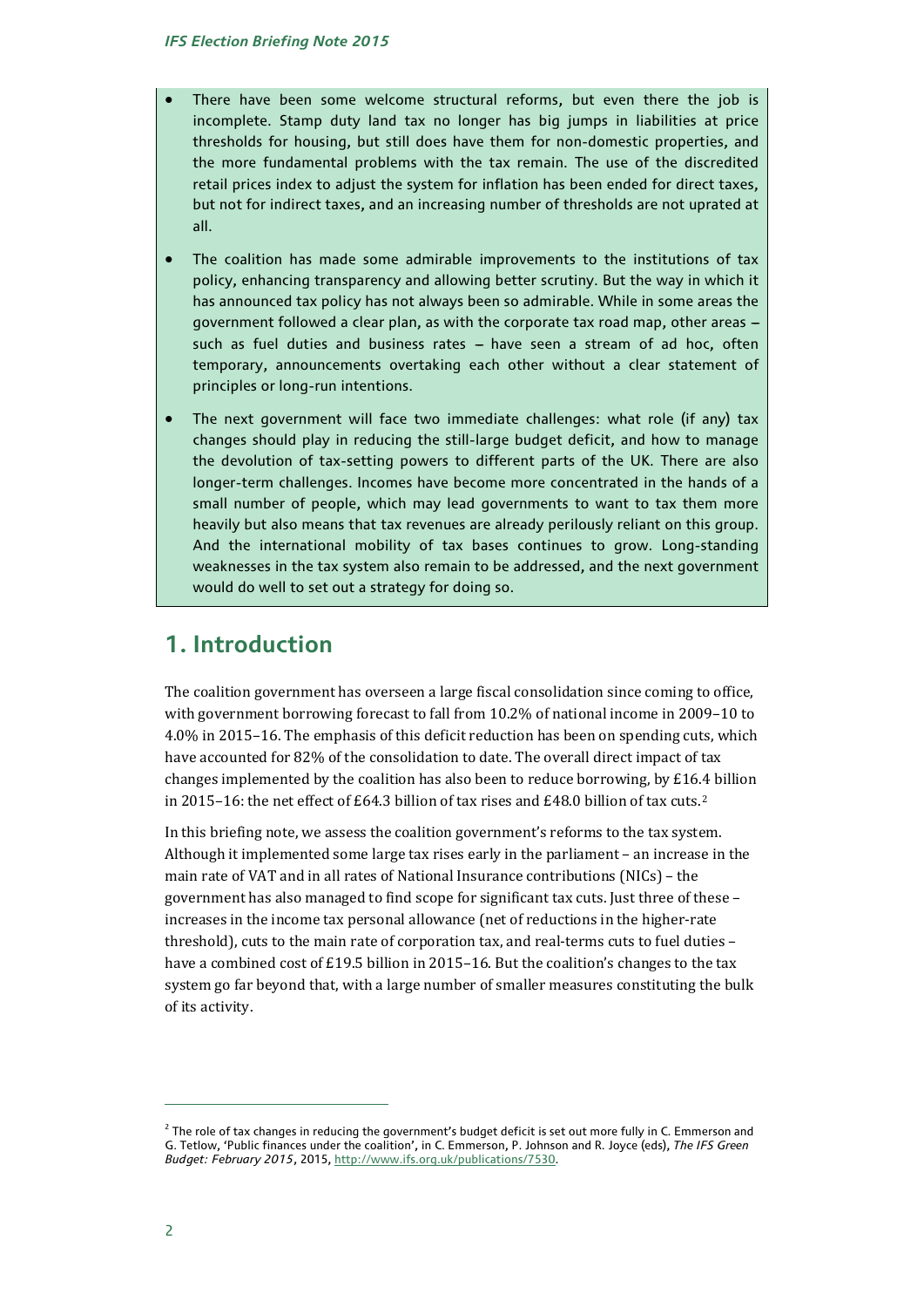- There have been some welcome structural reforms, but even there the job is incomplete. Stamp duty land tax no longer has big jumps in liabilities at price thresholds for housing, but still does have them for non-domestic properties, and the more fundamental problems with the tax remain. The use of the discredited retail prices index to adjust the system for inflation has been ended for direct taxes, but not for indirect taxes, and an increasing number of thresholds are not uprated at all.
- The coalition has made some admirable improvements to the institutions of tax policy, enhancing transparency and allowing better scrutiny. But the way in which it has announced tax policy has not always been so admirable. While in some areas the government followed a clear plan, as with the corporate tax road map, other areas – such as fuel duties and business rates – have seen a stream of ad hoc, often temporary, announcements overtaking each other without a clear statement of principles or long-run intentions.
- The next government will face two immediate challenges: what role (if any) tax changes should play in reducing the still-large budget deficit, and how to manage the devolution of tax-setting powers to different parts of the UK. There are also longer-term challenges. Incomes have become more concentrated in the hands of a small number of people, which may lead governments to want to tax them more heavily but also means that tax revenues are already perilously reliant on this group. And the international mobility of tax bases continues to grow. Long-standing weaknesses in the tax system also remain to be addressed, and the next government would do well to set out a strategy for doing so.

## 1. Introduction

The coalition government has overseen a large fiscal consolidation since coming to office, with government borrowing forecast to fall from 10.2% of national income in 2009–10 to 4.0% in 2015–16. The emphasis of this deficit reduction has been on spending cuts, which have accounted for 82% of the consolidation to date. The overall direct impact of tax changes implemented by the coalition has also been to reduce borrowing, by £16.4 billion in 2015–16: the net effect of £64.3 billion of tax rises and £48.0 billion of tax cuts.[2]

In this briefing note, we assess the coalition government's reforms to the tax system. Although it implemented some large tax rises early in the parliament – an increase in the main rate of VAT and in all rates of National Insurance contributions (NICs) – the government has also managed to find scope for significant tax cuts. Just three of these – increases in the income tax personal allowance (net of reductions in the higher-rate threshold), cuts to the main rate of corporation tax, and real-terms cuts to fuel duties – have a combined cost of £19.5 billion in 2015–16. But the coalition's changes to the tax system go far beyond that, with a large number of smaller measures constituting the bulk of its activity.

[2] The role of tax changes in reducing the government's budget deficit is set out more fully in C. Emmerson and G. Tetlow, 'Public finances under the coalition', in C. Emmerson, P. Johnson and R. Joyce (eds), *The IFS Green Budget: February 2015*, 2015, http://www.ifs.org.uk/publications/7530.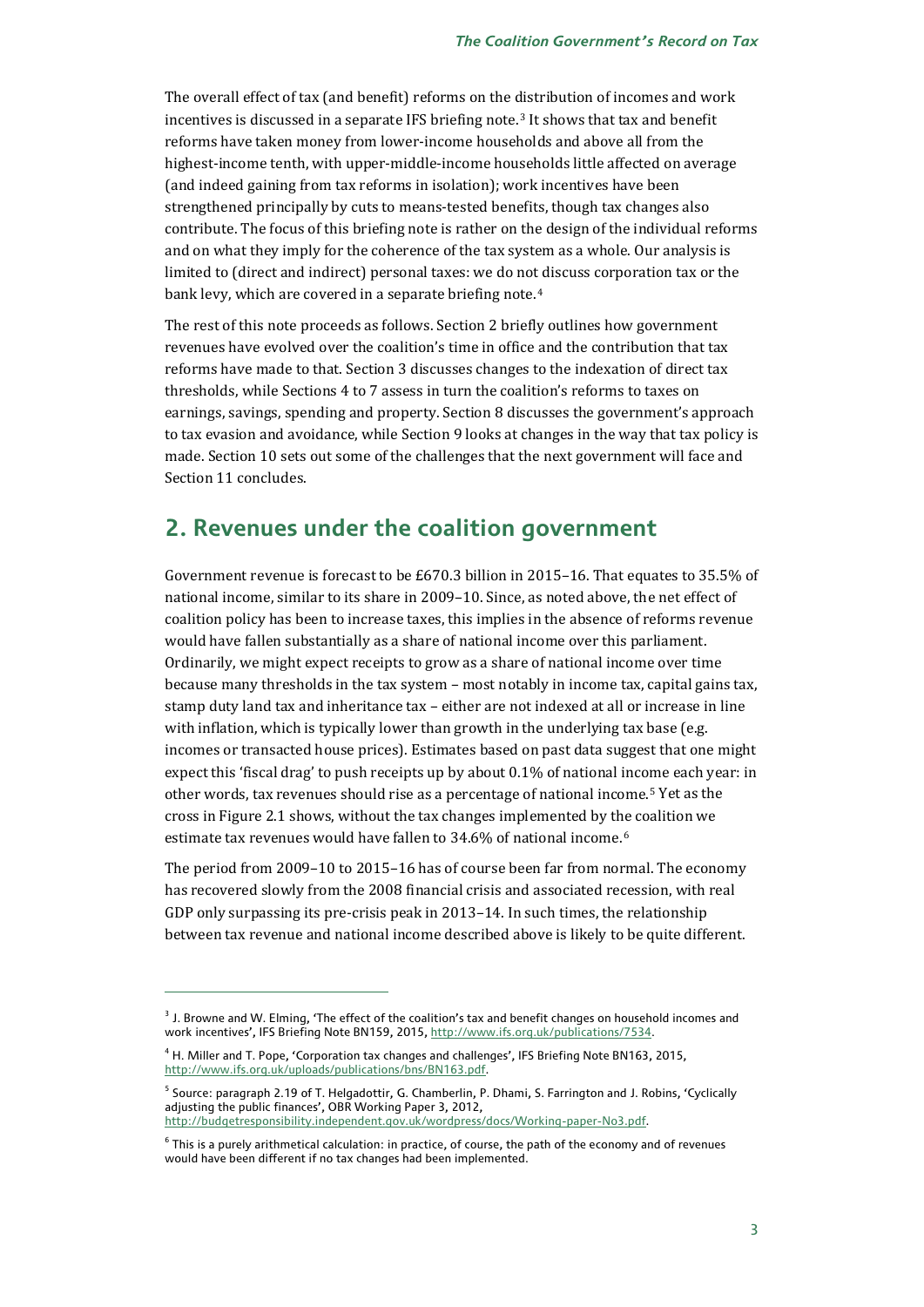The overall effect of tax (and benefit) reforms on the distribution of incomes and work incentives is discussed in a separate IFS briefing note.[3] It shows that tax and benefit reforms have taken money from lower-income households and above all from the highest-income tenth, with upper-middle-income households little affected on average (and indeed gaining from tax reforms in isolation); work incentives have been strengthened principally by cuts to means-tested benefits, though tax changes also contribute. The focus of this briefing note is rather on the design of the individual reforms and on what they imply for the coherence of the tax system as a whole. Our analysis is limited to (direct and indirect) personal taxes: we do not discuss corporation tax or the bank levy, which are covered in a separate briefing note.[4]

The rest of this note proceeds as follows. Section 2 briefly outlines how government revenues have evolved over the coalition's time in office and the contribution that tax reforms have made to that. Section 3 discusses changes to the indexation of direct tax thresholds, while Sections 4 to 7 assess in turn the coalition's reforms to taxes on earnings, savings, spending and property. Section 8 discusses the government's approach to tax evasion and avoidance, while Section 9 looks at changes in the way that tax policy is made. Section 10 sets out some of the challenges that the next government will face and Section 11 concludes.

## 2. Revenues under the coalition government

Government revenue is forecast to be £670.3 billion in 2015–16. That equates to 35.5% of national income, similar to its share in 2009–10. Since, as noted above, the net effect of coalition policy has been to increase taxes, this implies in the absence of reforms revenue would have fallen substantially as a share of national income over this parliament. Ordinarily, we might expect receipts to grow as a share of national income over time because many thresholds in the tax system – most notably in income tax, capital gains tax, stamp duty land tax and inheritance tax – either are not indexed at all or increase in line with inflation, which is typically lower than growth in the underlying tax base (e.g. incomes or transacted house prices). Estimates based on past data suggest that one might expect this 'fiscal drag' to push receipts up by about 0.1% of national income each year: in other words, tax revenues should rise as a percentage of national income.[5] Yet as the cross in Figure 2.1 shows, without the tax changes implemented by the coalition we estimate tax revenues would have fallen to 34.6% of national income.[6]

The period from 2009–10 to 2015–16 has of course been far from normal. The economy has recovered slowly from the 2008 financial crisis and associated recession, with real GDP only surpassing its pre-crisis peak in 2013–14. In such times, the relationship between tax revenue and national income described above is likely to be quite different.

---

[3] J. Browne and W. Elming, 'The effect of the coalition's tax and benefit changes on household incomes and work incentives', IFS Briefing Note BN159, 2015, http://www.ifs.org.uk/publications/7534.

[4] H. Miller and T. Pope, 'Corporation tax changes and challenges', IFS Briefing Note BN163, 2015, http://www.ifs.org.uk/uploads/publications/bns/BN163.pdf.

[5] Source: paragraph 2.19 of T. Helgadottir, G. Chamberlin, P. Dhami, S. Farrington and J. Robins, 'Cyclically adjusting the public finances', OBR Working Paper 3, 2012, http://budgetresponsibility.independent.gov.uk/wordpress/docs/Working-paper-No3.pdf.

[6] This is a purely arithmetical calculation: in practice, of course, the path of the economy and of revenues would have been different if no tax changes had been implemented.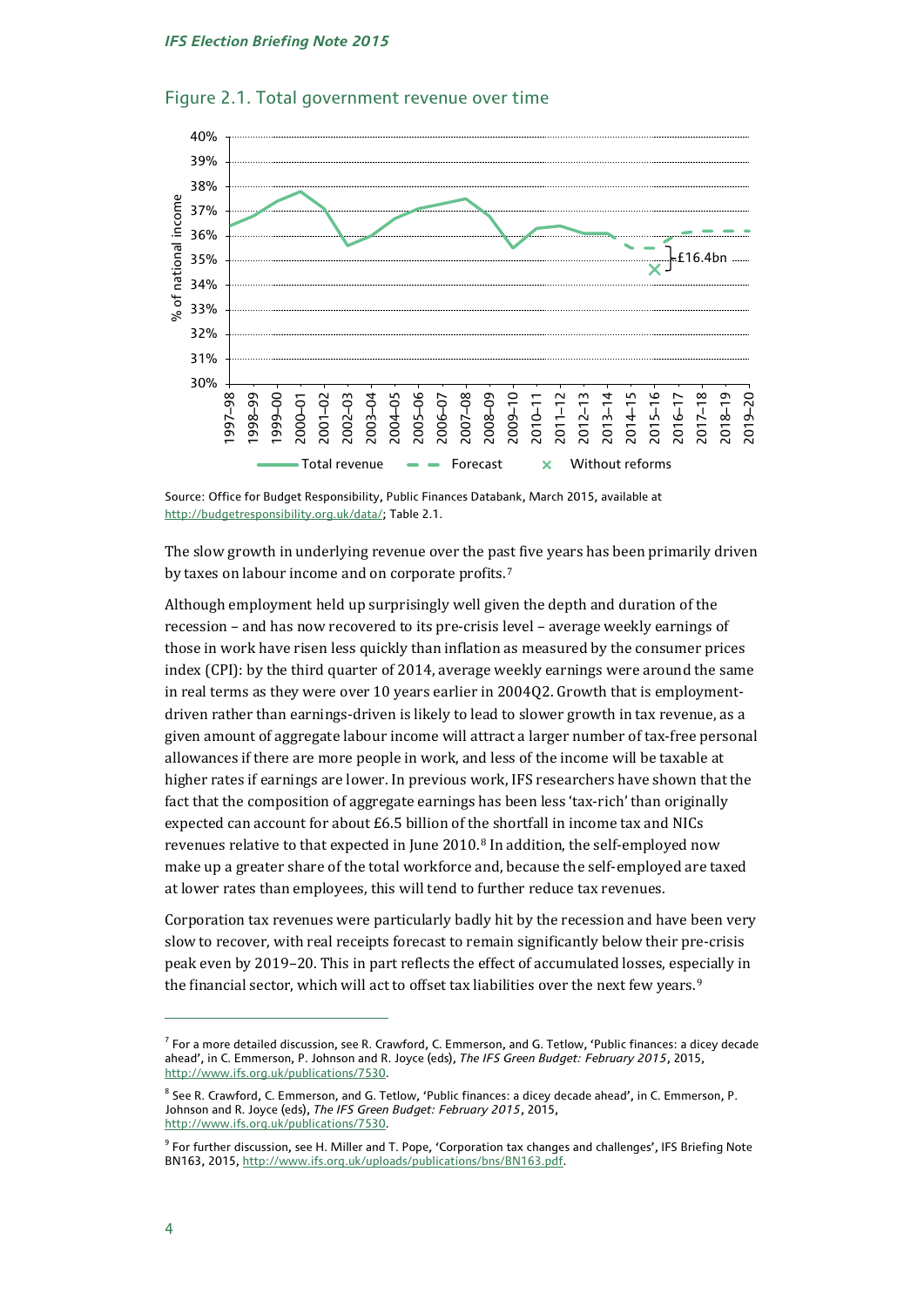Figure 2.1. Total government revenue over time

Source: Office for Budget Responsibility, Public Finances Databank, March 2015, available at http://budgetresponsibility.org.uk/data/; Table 2.1.

The slow growth in underlying revenue over the past five years has been primarily driven by taxes on labour income and on corporate profits.[7]

Although employment held up surprisingly well given the depth and duration of the recession – and has now recovered to its pre-crisis level – average weekly earnings of those in work have risen less quickly than inflation as measured by the consumer prices index (CPI): by the third quarter of 2014, average weekly earnings were around the same in real terms as they were over 10 years earlier in 2004Q2. Growth that is employment-driven rather than earnings-driven is likely to lead to slower growth in tax revenue, as a given amount of aggregate labour income will attract a larger number of tax-free personal allowances if there are more people in work, and less of the income will be taxable at higher rates if earnings are lower. In previous work, IFS researchers have shown that the fact that the composition of aggregate earnings has been less 'tax-rich' than originally expected can account for about £6.5 billion of the shortfall in income tax and NICs revenues relative to that expected in June 2010.[8] In addition, the self-employed now make up a greater share of the total workforce and, because the self-employed are taxed at lower rates than employees, this will tend to further reduce tax revenues.

Corporation tax revenues were particularly badly hit by the recession and have been very slow to recover, with real receipts forecast to remain significantly below their pre-crisis peak even by 2019–20. This in part reflects the effect of accumulated losses, especially in the financial sector, which will act to offset tax liabilities over the next few years.[9]

---

[7] For a more detailed discussion, see R. Crawford, C. Emmerson, and G. Tetlow, 'Public finances: a dicey decade ahead', in C. Emmerson, P. Johnson and R. Joyce (eds), *The IFS Green Budget: February 2015*, 2015, http://www.ifs.org.uk/publications/7530.

[8] See R. Crawford, C. Emmerson, and G. Tetlow, 'Public finances: a dicey decade ahead', in C. Emmerson, P. Johnson and R. Joyce (eds), *The IFS Green Budget: February 2015*, 2015, http://www.ifs.org.uk/publications/7530.

[9] For further discussion, see H. Miller and T. Pope, 'Corporation tax changes and challenges', IFS Briefing Note BN163, 2015, http://www.ifs.org.uk/uploads/publications/bns/BN163.pdf.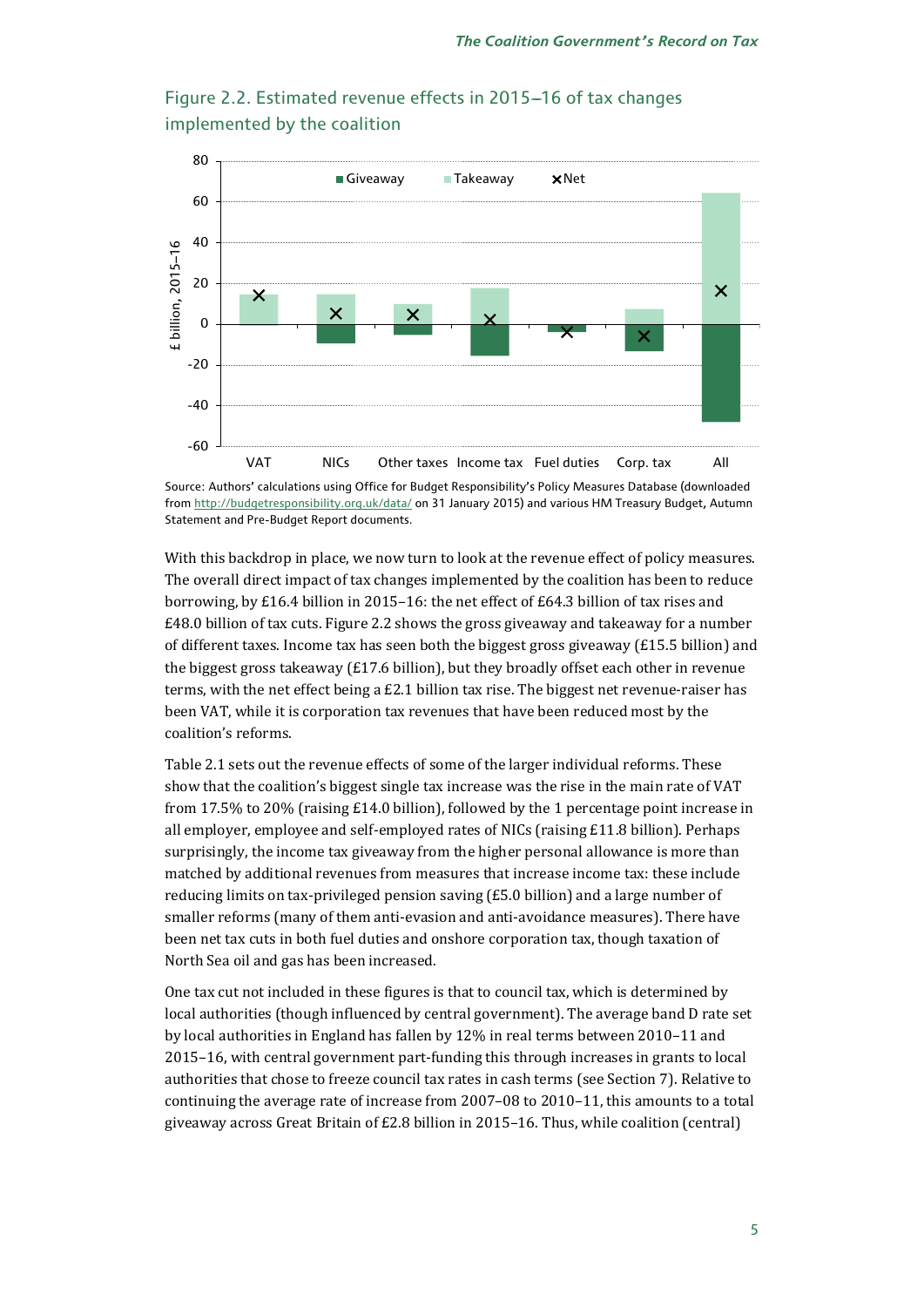Figure 2.2. Estimated revenue effects in 2015–16 of tax changes implemented by the coalition

Source: Authors' calculations using Office for Budget Responsibility's Policy Measures Database (downloaded from http://budgetresponsibility.org.uk/data/ on 31 January 2015) and various HM Treasury Budget, Autumn Statement and Pre-Budget Report documents.

With this backdrop in place, we now turn to look at the revenue effect of policy measures. The overall direct impact of tax changes implemented by the coalition has been to reduce borrowing, by £16.4 billion in 2015–16: the net effect of £64.3 billion of tax rises and £48.0 billion of tax cuts. Figure 2.2 shows the gross giveaway and takeaway for a number of different taxes. Income tax has seen both the biggest gross giveaway (£15.5 billion) and the biggest gross takeaway (£17.6 billion), but they broadly offset each other in revenue terms, with the net effect being a £2.1 billion tax rise. The biggest net revenue-raiser has been VAT, while it is corporation tax revenues that have been reduced most by the coalition's reforms.

Table 2.1 sets out the revenue effects of some of the larger individual reforms. These show that the coalition's biggest single tax increase was the rise in the main rate of VAT from 17.5% to 20% (raising £14.0 billion), followed by the 1 percentage point increase in all employer, employee and self-employed rates of NICs (raising £11.8 billion). Perhaps surprisingly, the income tax giveaway from the higher personal allowance is more than matched by additional revenues from measures that increase income tax: these include reducing limits on tax-privileged pension saving (£5.0 billion) and a large number of smaller reforms (many of them anti-evasion and anti-avoidance measures). There have been net tax cuts in both fuel duties and onshore corporation tax, though taxation of North Sea oil and gas has been increased.

One tax cut not included in these figures is that to council tax, which is determined by local authorities (though influenced by central government). The average band D rate set by local authorities in England has fallen by 12% in real terms between 2010–11 and 2015–16, with central government part-funding this through increases in grants to local authorities that chose to freeze council tax rates in cash terms (see Section 7). Relative to continuing the average rate of increase from 2007–08 to 2010–11, this amounts to a total giveaway across Great Britain of £2.8 billion in 2015–16. Thus, while coalition (central)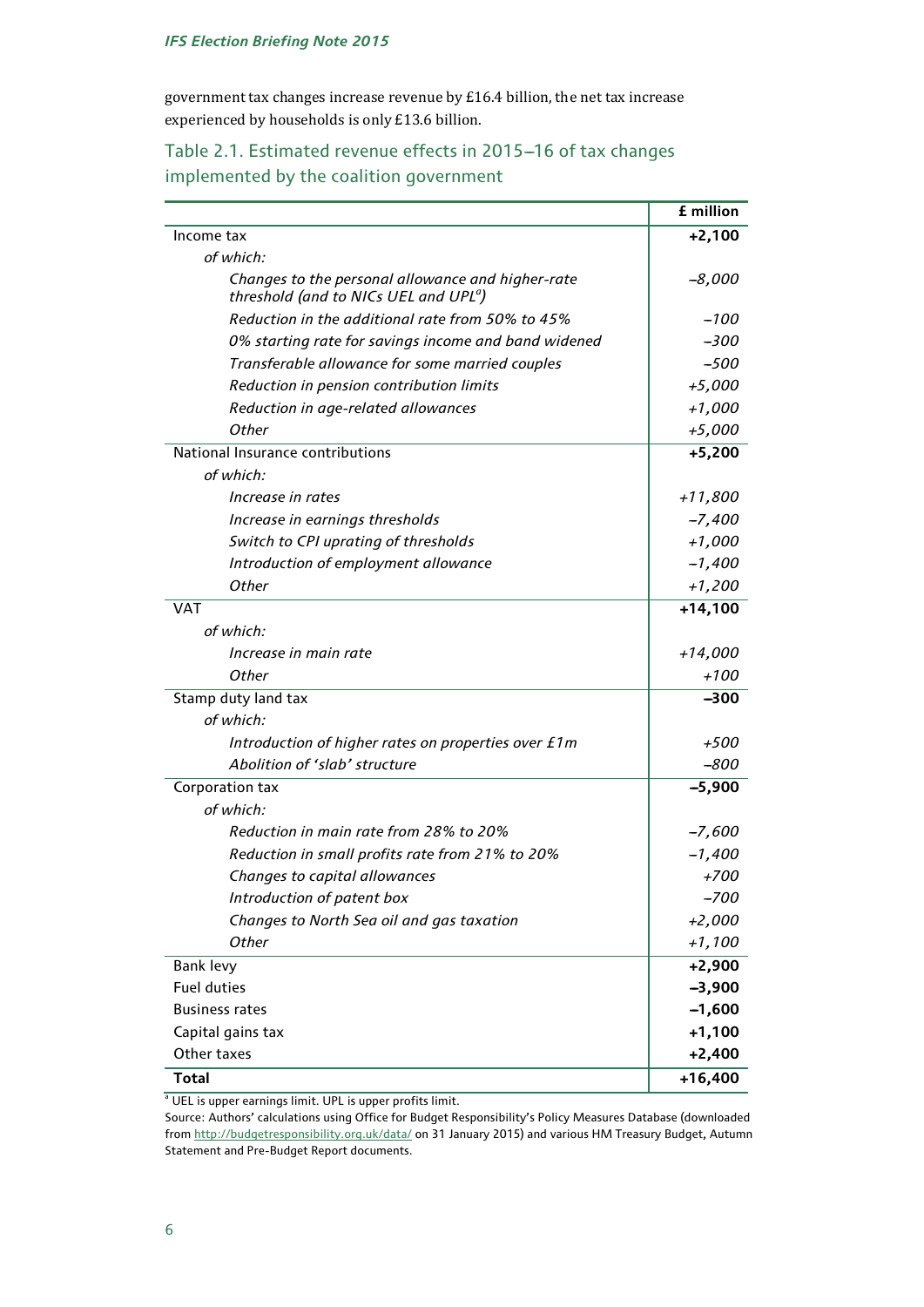government tax changes increase revenue by £16.4 billion, the net tax increase experienced by households is only £13.6 billion.

## Table 2.1. Estimated revenue effects in 2015–16 of tax changes implemented by the coalition government

| | **£ million** |
|---|---|
| Income tax | **+2,100** |
| *of which:* | |
| *Changes to the personal allowance and higher-rate threshold (and to NICs UEL and UPL[a])* | *–8,000* |
| *Reduction in the additional rate from 50% to 45%* | *–100* |
| *0% starting rate for savings income and band widened* | *–300* |
| *Transferable allowance for some married couples* | *–500* |
| *Reduction in pension contribution limits* | *+5,000* |
| *Reduction in age-related allowances* | *+1,000* |
| *Other* | *+5,000* |
| National Insurance contributions | **+5,200** |
| *of which:* | |
| *Increase in rates* | *+11,800* |
| *Increase in earnings thresholds* | *–7,400* |
| *Switch to CPI uprating of thresholds* | *+1,000* |
| *Introduction of employment allowance* | *–1,400* |
| *Other* | *+1,200* |
| VAT | **+14,100** |
| *of which:* | |
| *Increase in main rate* | *+14,000* |
| *Other* | *+100* |
| Stamp duty land tax | **–300** |
| *of which:* | |
| *Introduction of higher rates on properties over £1m* | *+500* |
| *Abolition of 'slab' structure* | *–800* |
| Corporation tax | **–5,900** |
| *of which:* | |
| *Reduction in main rate from 28% to 20%* | *–7,600* |
| *Reduction in small profits rate from 21% to 20%* | *–1,400* |
| *Changes to capital allowances* | *+700* |
| *Introduction of patent box* | *–700* |
| *Changes to North Sea oil and gas taxation* | *+2,000* |
| *Other* | *+1,100* |
| Bank levy | **+2,900** |
| Fuel duties | **–3,900** |
| Business rates | **–1,600** |
| Capital gains tax | **+1,100** |
| Other taxes | **+2,400** |
| **Total** | **+16,400** |

[a] UEL is upper earnings limit. UPL is upper profits limit.

Source: Authors' calculations using Office for Budget Responsibility's Policy Measures Database (downloaded from http://budgetresponsibility.org.uk/data/ on 31 January 2015) and various HM Treasury Budget, Autumn Statement and Pre-Budget Report documents.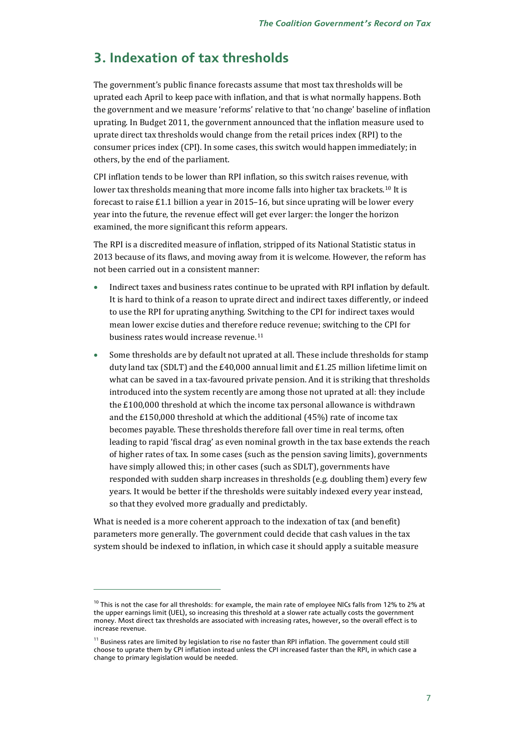## 3. Indexation of tax thresholds

The government's public finance forecasts assume that most tax thresholds will be uprated each April to keep pace with inflation, and that is what normally happens. Both the government and we measure 'reforms' relative to that 'no change' baseline of inflation uprating. In Budget 2011, the government announced that the inflation measure used to uprate direct tax thresholds would change from the retail prices index (RPI) to the consumer prices index (CPI). In some cases, this switch would happen immediately; in others, by the end of the parliament.

CPI inflation tends to be lower than RPI inflation, so this switch raises revenue, with lower tax thresholds meaning that more income falls into higher tax brackets.[10] It is forecast to raise £1.1 billion a year in 2015–16, but since uprating will be lower every year into the future, the revenue effect will get ever larger: the longer the horizon examined, the more significant this reform appears.

The RPI is a discredited measure of inflation, stripped of its National Statistic status in 2013 because of its flaws, and moving away from it is welcome. However, the reform has not been carried out in a consistent manner:

- Indirect taxes and business rates continue to be uprated with RPI inflation by default. It is hard to think of a reason to uprate direct and indirect taxes differently, or indeed to use the RPI for uprating anything. Switching to the CPI for indirect taxes would mean lower excise duties and therefore reduce revenue; switching to the CPI for business rates would increase revenue.[11]
- Some thresholds are by default not uprated at all. These include thresholds for stamp duty land tax (SDLT) and the £40,000 annual limit and £1.25 million lifetime limit on what can be saved in a tax-favoured private pension. And it is striking that thresholds introduced into the system recently are among those not uprated at all: they include the £100,000 threshold at which the income tax personal allowance is withdrawn and the £150,000 threshold at which the additional (45%) rate of income tax becomes payable. These thresholds therefore fall over time in real terms, often leading to rapid 'fiscal drag' as even nominal growth in the tax base extends the reach of higher rates of tax. In some cases (such as the pension saving limits), governments have simply allowed this; in other cases (such as SDLT), governments have responded with sudden sharp increases in thresholds (e.g. doubling them) every few years. It would be better if the thresholds were suitably indexed every year instead, so that they evolved more gradually and predictably.

What is needed is a more coherent approach to the indexation of tax (and benefit) parameters more generally. The government could decide that cash values in the tax system should be indexed to inflation, in which case it should apply a suitable measure

---

[10] This is not the case for all thresholds: for example, the main rate of employee NICs falls from 12% to 2% at the upper earnings limit (UEL), so increasing this threshold at a slower rate actually costs the government money. Most direct tax thresholds are associated with increasing rates, however, so the overall effect is to increase revenue.

[11] Business rates are limited by legislation to rise no faster than RPI inflation. The government could still choose to uprate them by CPI inflation instead unless the CPI increased faster than the RPI, in which case a change to primary legislation would be needed.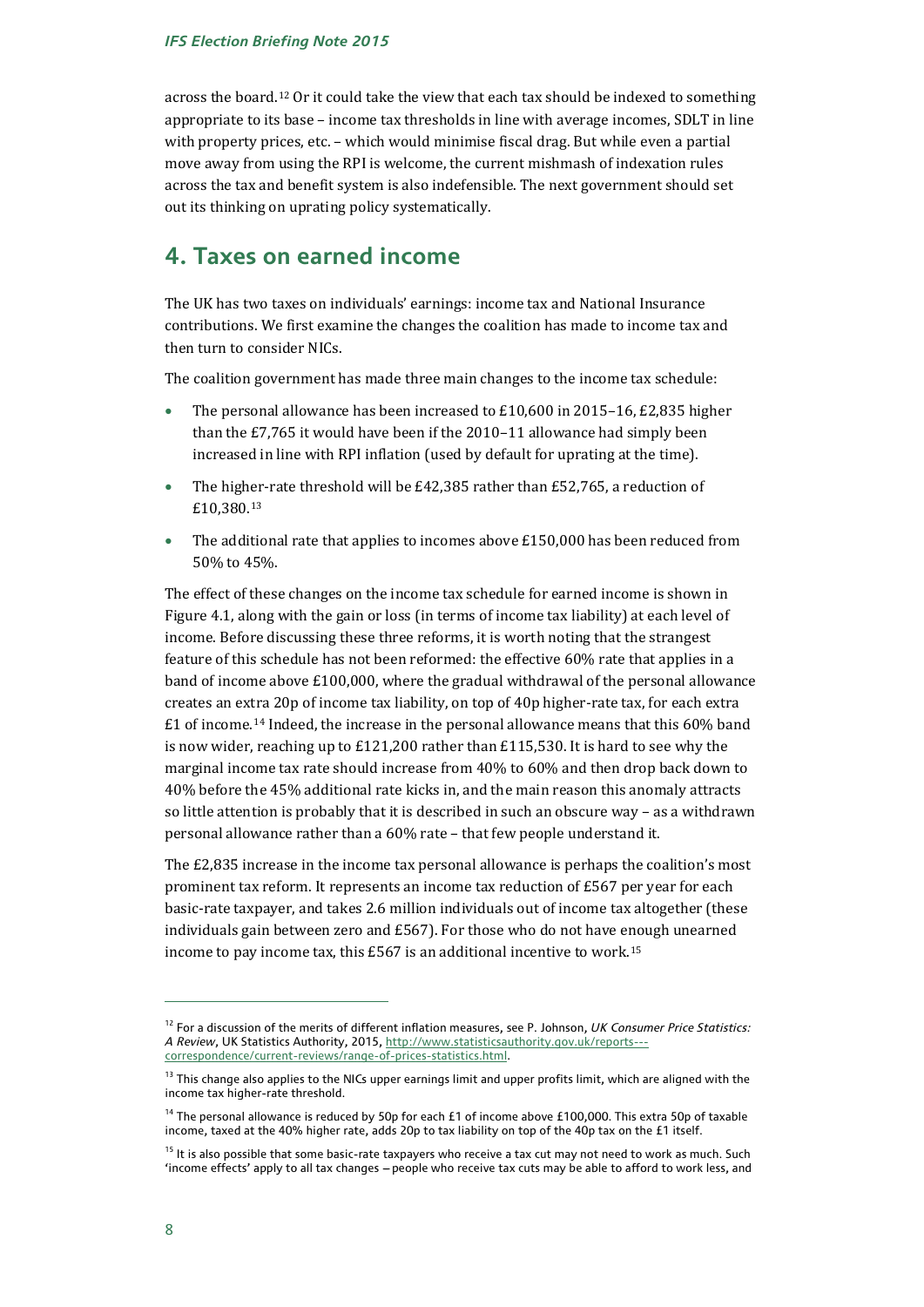across the board.[12] Or it could take the view that each tax should be indexed to something appropriate to its base – income tax thresholds in line with average incomes, SDLT in line with property prices, etc. – which would minimise fiscal drag. But while even a partial move away from using the RPI is welcome, the current mishmash of indexation rules across the tax and benefit system is also indefensible. The next government should set out its thinking on uprating policy systematically.

## 4. Taxes on earned income

The UK has two taxes on individuals' earnings: income tax and National Insurance contributions. We first examine the changes the coalition has made to income tax and then turn to consider NICs.

The coalition government has made three main changes to the income tax schedule:

- The personal allowance has been increased to £10,600 in 2015–16, £2,835 higher than the £7,765 it would have been if the 2010–11 allowance had simply been increased in line with RPI inflation (used by default for uprating at the time).
- The higher-rate threshold will be £42,385 rather than £52,765, a reduction of £10,380.[13]
- The additional rate that applies to incomes above £150,000 has been reduced from 50% to 45%.

The effect of these changes on the income tax schedule for earned income is shown in Figure 4.1, along with the gain or loss (in terms of income tax liability) at each level of income. Before discussing these three reforms, it is worth noting that the strangest feature of this schedule has not been reformed: the effective 60% rate that applies in a band of income above £100,000, where the gradual withdrawal of the personal allowance creates an extra 20p of income tax liability, on top of 40p higher-rate tax, for each extra £1 of income.[14] Indeed, the increase in the personal allowance means that this 60% band is now wider, reaching up to £121,200 rather than £115,530. It is hard to see why the marginal income tax rate should increase from 40% to 60% and then drop back down to 40% before the 45% additional rate kicks in, and the main reason this anomaly attracts so little attention is probably that it is described in such an obscure way – as a withdrawn personal allowance rather than a 60% rate – that few people understand it.

The £2,835 increase in the income tax personal allowance is perhaps the coalition's most prominent tax reform. It represents an income tax reduction of £567 per year for each basic-rate taxpayer, and takes 2.6 million individuals out of income tax altogether (these individuals gain between zero and £567). For those who do not have enough unearned income to pay income tax, this £567 is an additional incentive to work.[15]

---

[12] For a discussion of the merits of different inflation measures, see P. Johnson, *UK Consumer Price Statistics: A Review*, UK Statistics Authority, 2015, http://www.statisticsauthority.gov.uk/reports---correspondence/current-reviews/range-of-prices-statistics.html.

[13] This change also applies to the NICs upper earnings limit and upper profits limit, which are aligned with the income tax higher-rate threshold.

[14] The personal allowance is reduced by 50p for each £1 of income above £100,000. This extra 50p of taxable income, taxed at the 40% higher rate, adds 20p to tax liability on top of the 40p tax on the £1 itself.

[15] It is also possible that some basic-rate taxpayers who receive a tax cut may not need to work as much. Such 'income effects' apply to all tax changes – people who receive tax cuts may be able to afford to work less, and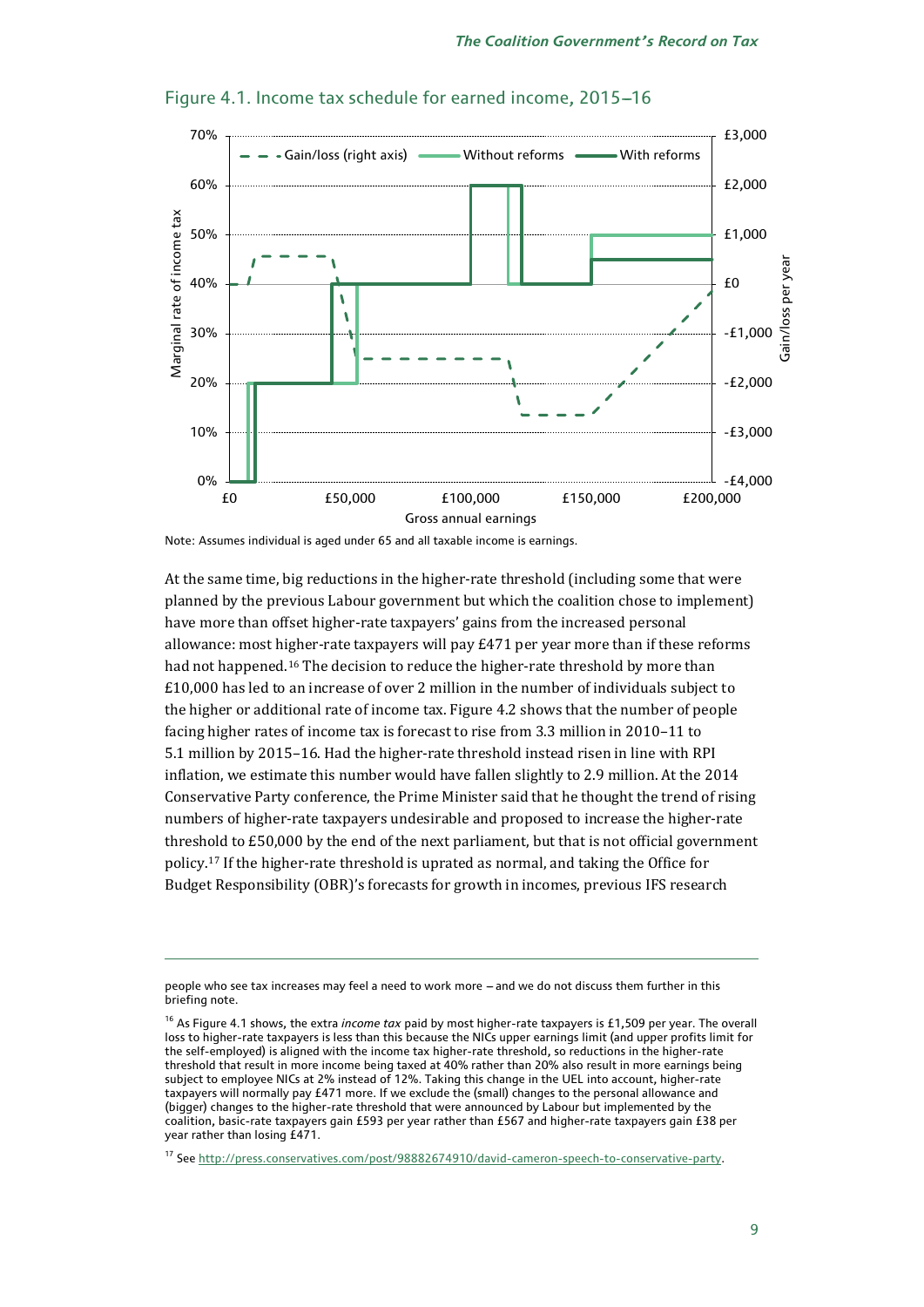Figure 4.1. Income tax schedule for earned income, 2015–16

Note: Assumes individual is aged under 65 and all taxable income is earnings.

At the same time, big reductions in the higher-rate threshold (including some that were planned by the previous Labour government but which the coalition chose to implement) have more than offset higher-rate taxpayers' gains from the increased personal allowance: most higher-rate taxpayers will pay £471 per year more than if these reforms had not happened.[16] The decision to reduce the higher-rate threshold by more than £10,000 has led to an increase of over 2 million in the number of individuals subject to the higher or additional rate of income tax. Figure 4.2 shows that the number of people facing higher rates of income tax is forecast to rise from 3.3 million in 2010–11 to 5.1 million by 2015–16. Had the higher-rate threshold instead risen in line with RPI inflation, we estimate this number would have fallen slightly to 2.9 million. At the 2014 Conservative Party conference, the Prime Minister said that he thought the trend of rising numbers of higher-rate taxpayers undesirable and proposed to increase the higher-rate threshold to £50,000 by the end of the next parliament, but that is not official government policy.[17] If the higher-rate threshold is uprated as normal, and taking the Office for Budget Responsibility (OBR)'s forecasts for growth in incomes, previous IFS research

---

people who see tax increases may feel a need to work more – and we do not discuss them further in this briefing note.

[16] As Figure 4.1 shows, the extra *income tax* paid by most higher-rate taxpayers is £1,509 per year. The overall loss to higher-rate taxpayers is less than this because the NICs upper earnings limit (and upper profits limit for the self-employed) is aligned with the income tax higher-rate threshold, so reductions in the higher-rate threshold that result in more income being taxed at 40% rather than 20% also result in more earnings being subject to employee NICs at 2% instead of 12%. Taking this change in the UEL into account, higher-rate taxpayers will normally pay £471 more. If we exclude the (small) changes to the personal allowance and (bigger) changes to the higher-rate threshold that were announced by Labour but implemented by the coalition, basic-rate taxpayers gain £593 per year rather than £567 and higher-rate taxpayers gain £38 per year rather than losing £471.

[17] See http://press.conservatives.com/post/98882674910/david-cameron-speech-to-conservative-party.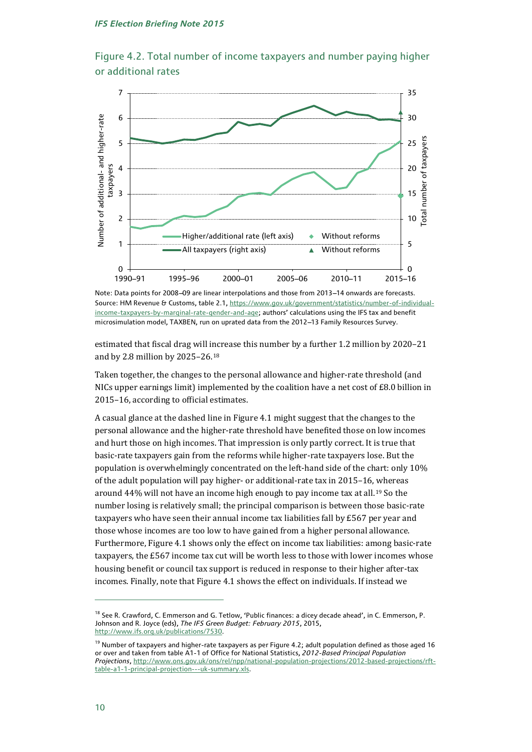Figure 4.2. Total number of income taxpayers and number paying higher or additional rates

Note: Data points for 2008–09 are linear interpolations and those from 2013–14 onwards are forecasts.
Source: HM Revenue & Customs, table 2.1, https://www.gov.uk/government/statistics/number-of-individual-income-taxpayers-by-marginal-rate-gender-and-age; authors' calculations using the IFS tax and benefit microsimulation model, TAXBEN, run on uprated data from the 2012–13 Family Resources Survey.

estimated that fiscal drag will increase this number by a further 1.2 million by 2020–21 and by 2.8 million by 2025–26.[18]

Taken together, the changes to the personal allowance and higher-rate threshold (and NICs upper earnings limit) implemented by the coalition have a net cost of £8.0 billion in 2015–16, according to official estimates.

A casual glance at the dashed line in Figure 4.1 might suggest that the changes to the personal allowance and the higher-rate threshold have benefited those on low incomes and hurt those on high incomes. That impression is only partly correct. It is true that basic-rate taxpayers gain from the reforms while higher-rate taxpayers lose. But the population is overwhelmingly concentrated on the left-hand side of the chart: only 10% of the adult population will pay higher- or additional-rate tax in 2015–16, whereas around 44% will not have an income high enough to pay income tax at all.[19] So the number losing is relatively small; the principal comparison is between those basic-rate taxpayers who have seen their annual income tax liabilities fall by £567 per year and those whose incomes are too low to have gained from a higher personal allowance. Furthermore, Figure 4.1 shows only the effect on income tax liabilities: among basic-rate taxpayers, the £567 income tax cut will be worth less to those with lower incomes whose housing benefit or council tax support is reduced in response to their higher after-tax incomes. Finally, note that Figure 4.1 shows the effect on individuals. If instead we

[18] See R. Crawford, C. Emmerson and G. Tetlow, 'Public finances: a dicey decade ahead', in C. Emmerson, P. Johnson and R. Joyce (eds), *The IFS Green Budget: February 2015*, 2015, http://www.ifs.org.uk/publications/7530.

[19] Number of taxpayers and higher-rate taxpayers as per Figure 4.2; adult population defined as those aged 16 or over and taken from table A1-1 of Office for National Statistics, *2012-Based Principal Population Projections*, http://www.ons.gov.uk/ons/rel/npp/national-population-projections/2012-based-projections/rft-table-a1-1-principal-projection---uk-summary.xls.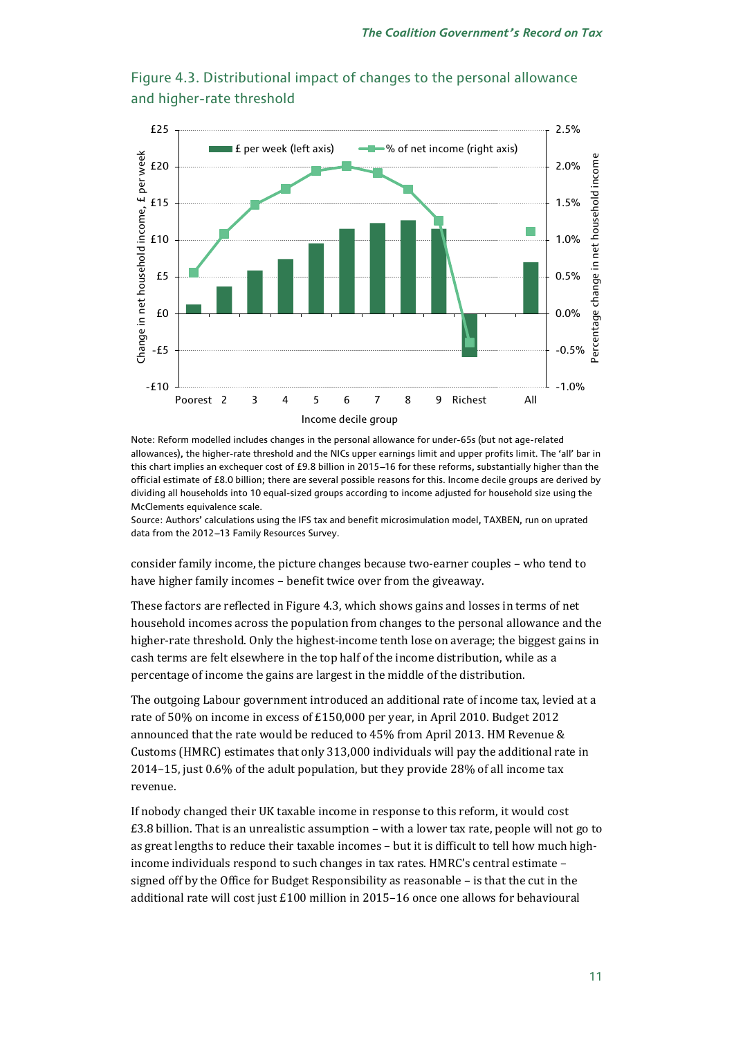## Figure 4.3. Distributional impact of changes to the personal allowance and higher-rate threshold

Note: Reform modelled includes changes in the personal allowance for under-65s (but not age-related allowances), the higher-rate threshold and the NICs upper earnings limit and upper profits limit. The 'all' bar in this chart implies an exchequer cost of £9.8 billion in 2015–16 for these reforms, substantially higher than the official estimate of £8.0 billion; there are several possible reasons for this. Income decile groups are derived by dividing all households into 10 equal-sized groups according to income adjusted for household size using the McClements equivalence scale.

Source: Authors' calculations using the IFS tax and benefit microsimulation model, TAXBEN, run on uprated data from the 2012–13 Family Resources Survey.

consider family income, the picture changes because two-earner couples – who tend to have higher family incomes – benefit twice over from the giveaway.

These factors are reflected in Figure 4.3, which shows gains and losses in terms of net household incomes across the population from changes to the personal allowance and the higher-rate threshold. Only the highest-income tenth lose on average; the biggest gains in cash terms are felt elsewhere in the top half of the income distribution, while as a percentage of income the gains are largest in the middle of the distribution.

The outgoing Labour government introduced an additional rate of income tax, levied at a rate of 50% on income in excess of £150,000 per year, in April 2010. Budget 2012 announced that the rate would be reduced to 45% from April 2013. HM Revenue & Customs (HMRC) estimates that only 313,000 individuals will pay the additional rate in 2014–15, just 0.6% of the adult population, but they provide 28% of all income tax revenue.

If nobody changed their UK taxable income in response to this reform, it would cost £3.8 billion. That is an unrealistic assumption – with a lower tax rate, people will not go to as great lengths to reduce their taxable incomes – but it is difficult to tell how much high-income individuals respond to such changes in tax rates. HMRC's central estimate – signed off by the Office for Budget Responsibility as reasonable – is that the cut in the additional rate will cost just £100 million in 2015–16 once one allows for behavioural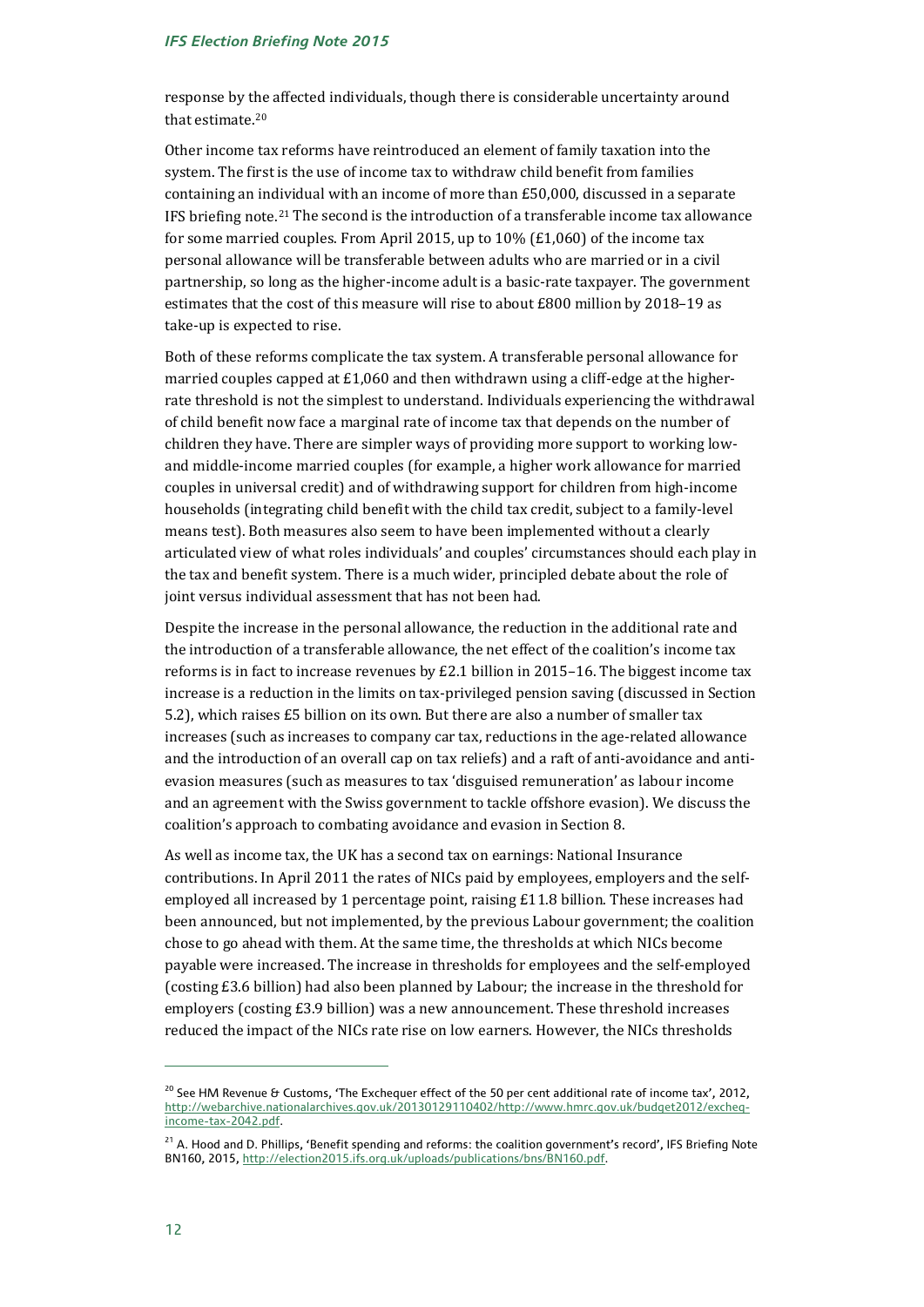response by the affected individuals, though there is considerable uncertainty around that estimate.[20]

Other income tax reforms have reintroduced an element of family taxation into the system. The first is the use of income tax to withdraw child benefit from families containing an individual with an income of more than £50,000, discussed in a separate IFS briefing note.[21] The second is the introduction of a transferable income tax allowance for some married couples. From April 2015, up to 10% (£1,060) of the income tax personal allowance will be transferable between adults who are married or in a civil partnership, so long as the higher-income adult is a basic-rate taxpayer. The government estimates that the cost of this measure will rise to about £800 million by 2018–19 as take-up is expected to rise.

Both of these reforms complicate the tax system. A transferable personal allowance for married couples capped at £1,060 and then withdrawn using a cliff-edge at the higher-rate threshold is not the simplest to understand. Individuals experiencing the withdrawal of child benefit now face a marginal rate of income tax that depends on the number of children they have. There are simpler ways of providing more support to working low- and middle-income married couples (for example, a higher work allowance for married couples in universal credit) and of withdrawing support for children from high-income households (integrating child benefit with the child tax credit, subject to a family-level means test). Both measures also seem to have been implemented without a clearly articulated view of what roles individuals' and couples' circumstances should each play in the tax and benefit system. There is a much wider, principled debate about the role of joint versus individual assessment that has not been had.

Despite the increase in the personal allowance, the reduction in the additional rate and the introduction of a transferable allowance, the net effect of the coalition's income tax reforms is in fact to increase revenues by £2.1 billion in 2015–16. The biggest income tax increase is a reduction in the limits on tax-privileged pension saving (discussed in Section 5.2), which raises £5 billion on its own. But there are also a number of smaller tax increases (such as increases to company car tax, reductions in the age-related allowance and the introduction of an overall cap on tax reliefs) and a raft of anti-avoidance and anti-evasion measures (such as measures to tax 'disguised remuneration' as labour income and an agreement with the Swiss government to tackle offshore evasion). We discuss the coalition's approach to combating avoidance and evasion in Section 8.

As well as income tax, the UK has a second tax on earnings: National Insurance contributions. In April 2011 the rates of NICs paid by employees, employers and the self-employed all increased by 1 percentage point, raising £11.8 billion. These increases had been announced, but not implemented, by the previous Labour government; the coalition chose to go ahead with them. At the same time, the thresholds at which NICs become payable were increased. The increase in thresholds for employees and the self-employed (costing £3.6 billion) had also been planned by Labour; the increase in the threshold for employers (costing £3.9 billion) was a new announcement. These threshold increases reduced the impact of the NICs rate rise on low earners. However, the NICs thresholds

---

[20] See HM Revenue & Customs, 'The Exchequer effect of the 50 per cent additional rate of income tax', 2012, http://webarchive.nationalarchives.gov.uk/20130129110402/http://www.hmrc.gov.uk/budget2012/excheq-income-tax-2042.pdf.

[21] A. Hood and D. Phillips, 'Benefit spending and reforms: the coalition government's record', IFS Briefing Note BN160, 2015, http://election2015.ifs.org.uk/uploads/publications/bns/BN160.pdf.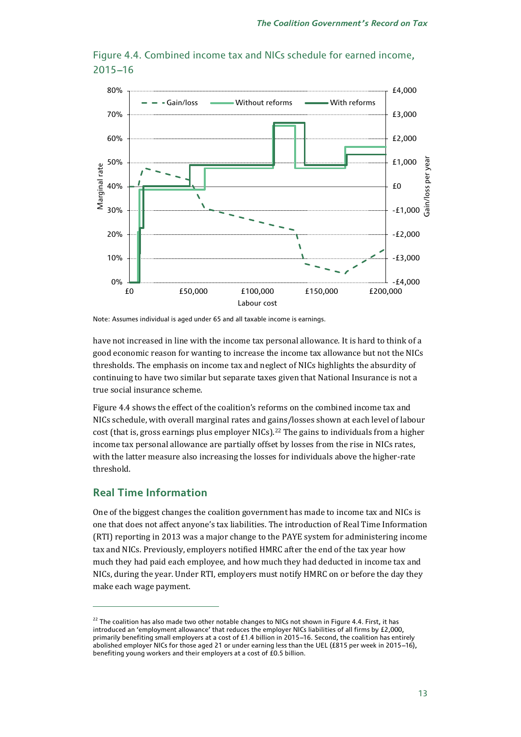Figure 4.4. Combined income tax and NICs schedule for earned income, 2015–16

Note: Assumes individual is aged under 65 and all taxable income is earnings.

have not increased in line with the income tax personal allowance. It is hard to think of a good economic reason for wanting to increase the income tax allowance but not the NICs thresholds. The emphasis on income tax and neglect of NICs highlights the absurdity of continuing to have two similar but separate taxes given that National Insurance is not a true social insurance scheme.

Figure 4.4 shows the effect of the coalition's reforms on the combined income tax and NICs schedule, with overall marginal rates and gains/losses shown at each level of labour cost (that is, gross earnings plus employer NICs).[22] The gains to individuals from a higher income tax personal allowance are partially offset by losses from the rise in NICs rates, with the latter measure also increasing the losses for individuals above the higher-rate threshold.

## Real Time Information

One of the biggest changes the coalition government has made to income tax and NICs is one that does not affect anyone's tax liabilities. The introduction of Real Time Information (RTI) reporting in 2013 was a major change to the PAYE system for administering income tax and NICs. Previously, employers notified HMRC after the end of the tax year how much they had paid each employee, and how much they had deducted in income tax and NICs, during the year. Under RTI, employers must notify HMRC on or before the day they make each wage payment.

---

[22] The coalition has also made two other notable changes to NICs not shown in Figure 4.4. First, it has introduced an 'employment allowance' that reduces the employer NICs liabilities of all firms by £2,000, primarily benefiting small employers at a cost of £1.4 billion in 2015–16. Second, the coalition has entirely abolished employer NICs for those aged 21 or under earning less than the UEL (£815 per week in 2015–16), benefiting young workers and their employers at a cost of £0.5 billion.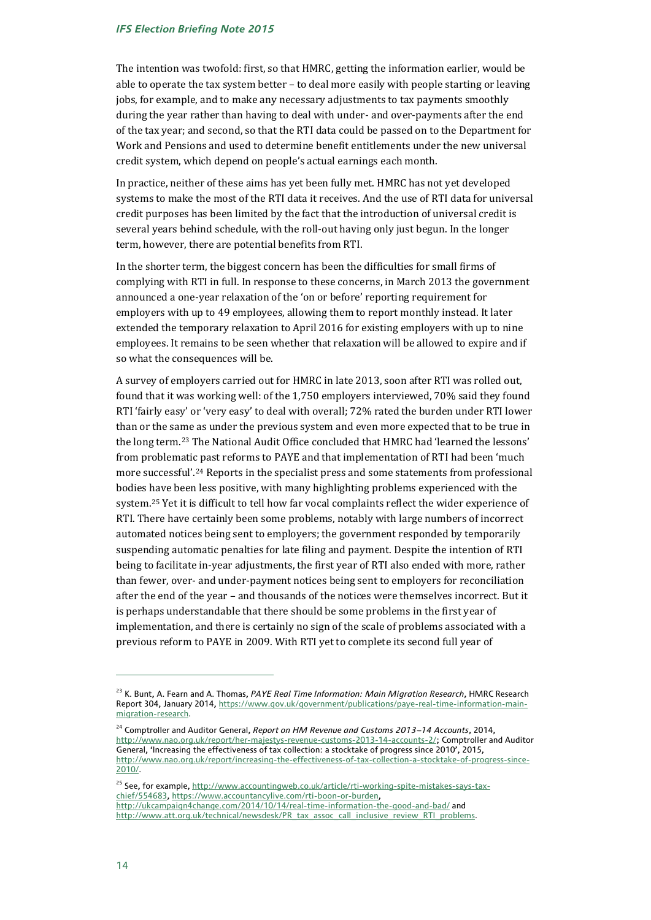The intention was twofold: first, so that HMRC, getting the information earlier, would be able to operate the tax system better – to deal more easily with people starting or leaving jobs, for example, and to make any necessary adjustments to tax payments smoothly during the year rather than having to deal with under- and over-payments after the end of the tax year; and second, so that the RTI data could be passed on to the Department for Work and Pensions and used to determine benefit entitlements under the new universal credit system, which depend on people's actual earnings each month.

In practice, neither of these aims has yet been fully met. HMRC has not yet developed systems to make the most of the RTI data it receives. And the use of RTI data for universal credit purposes has been limited by the fact that the introduction of universal credit is several years behind schedule, with the roll-out having only just begun. In the longer term, however, there are potential benefits from RTI.

In the shorter term, the biggest concern has been the difficulties for small firms of complying with RTI in full. In response to these concerns, in March 2013 the government announced a one-year relaxation of the 'on or before' reporting requirement for employers with up to 49 employees, allowing them to report monthly instead. It later extended the temporary relaxation to April 2016 for existing employers with up to nine employees. It remains to be seen whether that relaxation will be allowed to expire and if so what the consequences will be.

A survey of employers carried out for HMRC in late 2013, soon after RTI was rolled out, found that it was working well: of the 1,750 employers interviewed, 70% said they found RTI 'fairly easy' or 'very easy' to deal with overall; 72% rated the burden under RTI lower than or the same as under the previous system and even more expected that to be true in the long term.[23] The National Audit Office concluded that HMRC had 'learned the lessons' from problematic past reforms to PAYE and that implementation of RTI had been 'much more successful'.[24] Reports in the specialist press and some statements from professional bodies have been less positive, with many highlighting problems experienced with the system.[25] Yet it is difficult to tell how far vocal complaints reflect the wider experience of RTI. There have certainly been some problems, notably with large numbers of incorrect automated notices being sent to employers; the government responded by temporarily suspending automatic penalties for late filing and payment. Despite the intention of RTI being to facilitate in-year adjustments, the first year of RTI also ended with more, rather than fewer, over- and under-payment notices being sent to employers for reconciliation after the end of the year – and thousands of the notices were themselves incorrect. But it is perhaps understandable that there should be some problems in the first year of implementation, and there is certainly no sign of the scale of problems associated with a previous reform to PAYE in 2009. With RTI yet to complete its second full year of

---

[23] K. Bunt, A. Fearn and A. Thomas, *PAYE Real Time Information: Main Migration Research*, HMRC Research Report 304, January 2014, https://www.gov.uk/government/publications/paye-real-time-information-main-migration-research.

[24] Comptroller and Auditor General, *Report on HM Revenue and Customs 2013–14 Accounts*, 2014, http://www.nao.org.uk/report/her-majestys-revenue-customs-2013-14-accounts-2/; Comptroller and Auditor General, 'Increasing the effectiveness of tax collection: a stocktake of progress since 2010', 2015, http://www.nao.org.uk/report/increasing-the-effectiveness-of-tax-collection-a-stocktake-of-progress-since-2010/.

[25] See, for example, http://www.accountingweb.co.uk/article/rti-working-spite-mistakes-says-tax-chief/554683, https://www.accountancylive.com/rti-boon-or-burden, http://ukcampaign4change.com/2014/10/14/real-time-information-the-good-and-bad/ and http://www.att.org.uk/technical/newsdesk/PR_tax_assoc_call_inclusive_review_RTI_problems.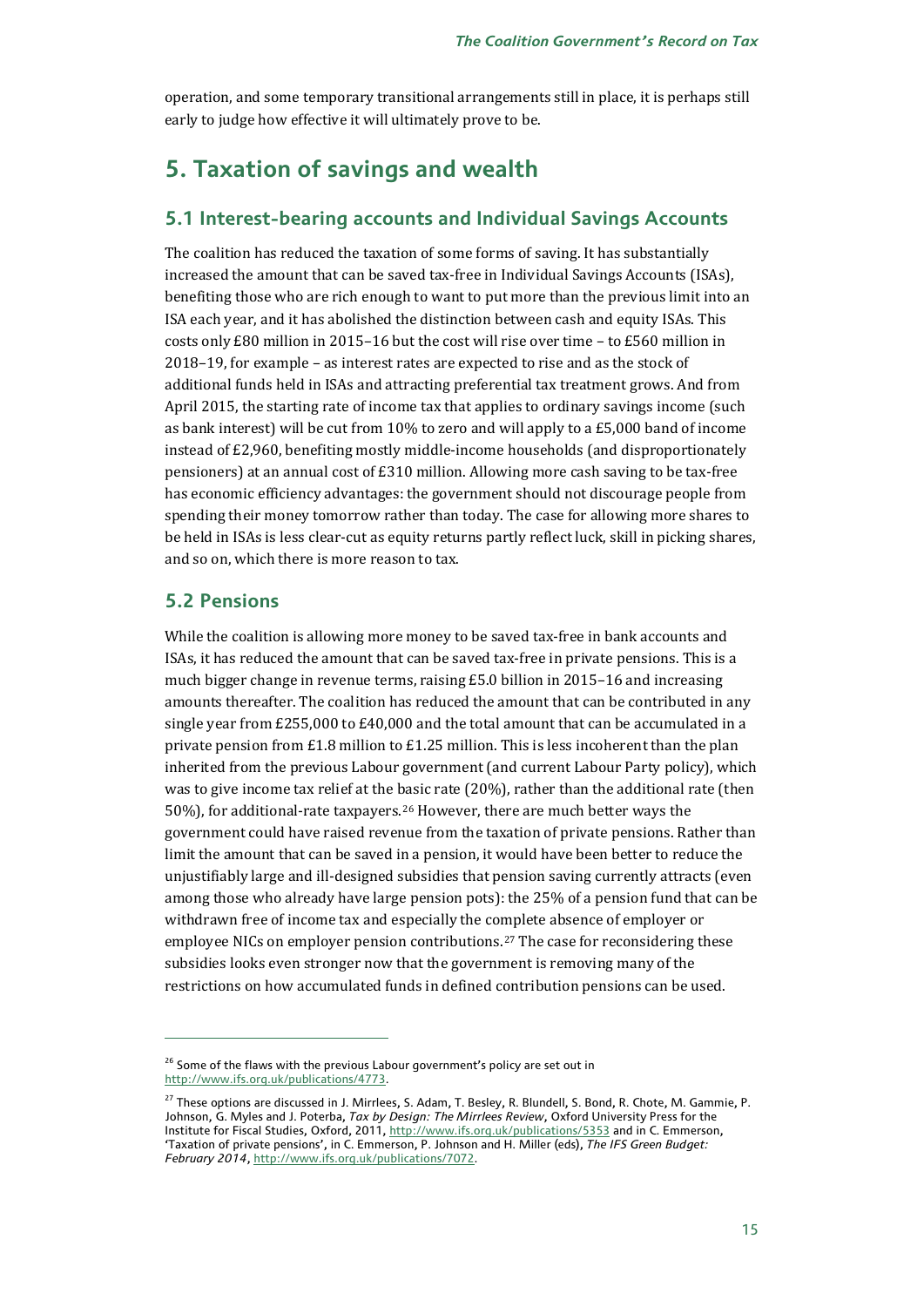operation, and some temporary transitional arrangements still in place, it is perhaps still early to judge how effective it will ultimately prove to be.

## 5. Taxation of savings and wealth

### 5.1 Interest-bearing accounts and Individual Savings Accounts

The coalition has reduced the taxation of some forms of saving. It has substantially increased the amount that can be saved tax-free in Individual Savings Accounts (ISAs), benefiting those who are rich enough to want to put more than the previous limit into an ISA each year, and it has abolished the distinction between cash and equity ISAs. This costs only £80 million in 2015–16 but the cost will rise over time – to £560 million in 2018–19, for example – as interest rates are expected to rise and as the stock of additional funds held in ISAs and attracting preferential tax treatment grows. And from April 2015, the starting rate of income tax that applies to ordinary savings income (such as bank interest) will be cut from 10% to zero and will apply to a £5,000 band of income instead of £2,960, benefiting mostly middle-income households (and disproportionately pensioners) at an annual cost of £310 million. Allowing more cash saving to be tax-free has economic efficiency advantages: the government should not discourage people from spending their money tomorrow rather than today. The case for allowing more shares to be held in ISAs is less clear-cut as equity returns partly reflect luck, skill in picking shares, and so on, which there is more reason to tax.

### 5.2 Pensions

While the coalition is allowing more money to be saved tax-free in bank accounts and ISAs, it has reduced the amount that can be saved tax-free in private pensions. This is a much bigger change in revenue terms, raising £5.0 billion in 2015–16 and increasing amounts thereafter. The coalition has reduced the amount that can be contributed in any single year from £255,000 to £40,000 and the total amount that can be accumulated in a private pension from £1.8 million to £1.25 million. This is less incoherent than the plan inherited from the previous Labour government (and current Labour Party policy), which was to give income tax relief at the basic rate (20%), rather than the additional rate (then 50%), for additional-rate taxpayers.[26] However, there are much better ways the government could have raised revenue from the taxation of private pensions. Rather than limit the amount that can be saved in a pension, it would have been better to reduce the unjustifiably large and ill-designed subsidies that pension saving currently attracts (even among those who already have large pension pots): the 25% of a pension fund that can be withdrawn free of income tax and especially the complete absence of employer or employee NICs on employer pension contributions.[27] The case for reconsidering these subsidies looks even stronger now that the government is removing many of the restrictions on how accumulated funds in defined contribution pensions can be used.

---

[26] Some of the flaws with the previous Labour government's policy are set out in http://www.ifs.org.uk/publications/4773.

[27] These options are discussed in J. Mirrlees, S. Adam, T. Besley, R. Blundell, S. Bond, R. Chote, M. Gammie, P. Johnson, G. Myles and J. Poterba, *Tax by Design: The Mirrlees Review*, Oxford University Press for the Institute for Fiscal Studies, Oxford, 2011, http://www.ifs.org.uk/publications/5353 and in C. Emmerson, 'Taxation of private pensions', in C. Emmerson, P. Johnson and H. Miller (eds), *The IFS Green Budget: February 2014*, http://www.ifs.org.uk/publications/7072.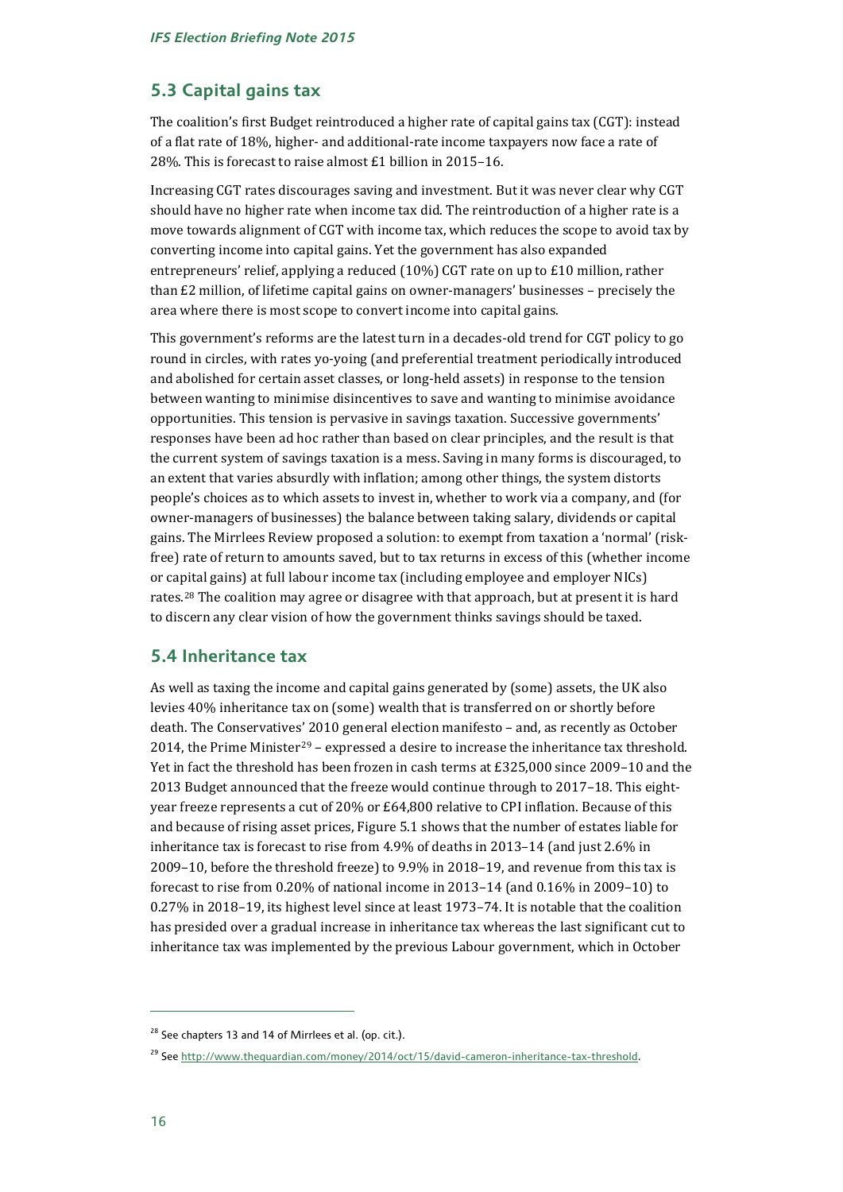## 5.3 Capital gains tax

The coalition's first Budget reintroduced a higher rate of capital gains tax (CGT): instead of a flat rate of 18%, higher- and additional-rate income taxpayers now face a rate of 28%. This is forecast to raise almost £1 billion in 2015–16.

Increasing CGT rates discourages saving and investment. But it was never clear why CGT should have no higher rate when income tax did. The reintroduction of a higher rate is a move towards alignment of CGT with income tax, which reduces the scope to avoid tax by converting income into capital gains. Yet the government has also expanded entrepreneurs' relief, applying a reduced (10%) CGT rate on up to £10 million, rather than £2 million, of lifetime capital gains on owner-managers' businesses – precisely the area where there is most scope to convert income into capital gains.

This government's reforms are the latest turn in a decades-old trend for CGT policy to go round in circles, with rates yo-yoing (and preferential treatment periodically introduced and abolished for certain asset classes, or long-held assets) in response to the tension between wanting to minimise disincentives to save and wanting to minimise avoidance opportunities. This tension is pervasive in savings taxation. Successive governments' responses have been ad hoc rather than based on clear principles, and the result is that the current system of savings taxation is a mess. Saving in many forms is discouraged, to an extent that varies absurdly with inflation; among other things, the system distorts people's choices as to which assets to invest in, whether to work via a company, and (for owner-managers of businesses) the balance between taking salary, dividends or capital gains. The Mirrlees Review proposed a solution: to exempt from taxation a 'normal' (risk-free) rate of return to amounts saved, but to tax returns in excess of this (whether income or capital gains) at full labour income tax (including employee and employer NICs) rates.[28] The coalition may agree or disagree with that approach, but at present it is hard to discern any clear vision of how the government thinks savings should be taxed.

## 5.4 Inheritance tax

As well as taxing the income and capital gains generated by (some) assets, the UK also levies 40% inheritance tax on (some) wealth that is transferred on or shortly before death. The Conservatives' 2010 general election manifesto – and, as recently as October 2014, the Prime Minister[29] – expressed a desire to increase the inheritance tax threshold. Yet in fact the threshold has been frozen in cash terms at £325,000 since 2009–10 and the 2013 Budget announced that the freeze would continue through to 2017–18. This eight-year freeze represents a cut of 20% or £64,800 relative to CPI inflation. Because of this and because of rising asset prices, Figure 5.1 shows that the number of estates liable for inheritance tax is forecast to rise from 4.9% of deaths in 2013–14 (and just 2.6% in 2009–10, before the threshold freeze) to 9.9% in 2018–19, and revenue from this tax is forecast to rise from 0.20% of national income in 2013–14 (and 0.16% in 2009–10) to 0.27% in 2018–19, its highest level since at least 1973–74. It is notable that the coalition has presided over a gradual increase in inheritance tax whereas the last significant cut to inheritance tax was implemented by the previous Labour government, which in October

---

[28] See chapters 13 and 14 of Mirrlees et al. (op. cit.).

[29] See http://www.theguardian.com/money/2014/oct/15/david-cameron-inheritance-tax-threshold.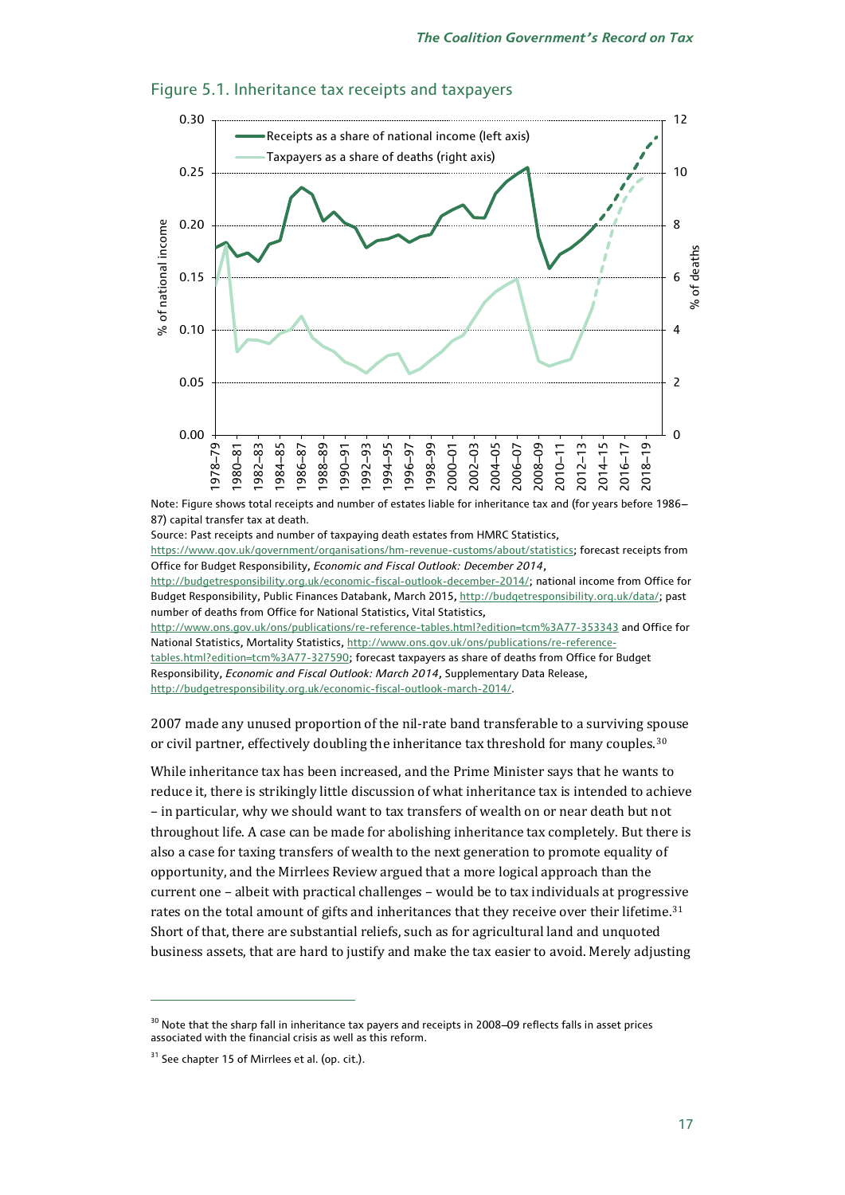Figure 5.1. Inheritance tax receipts and taxpayers

Note: Figure shows total receipts and number of estates liable for inheritance tax and (for years before 1986–87) capital transfer tax at death.

Source: Past receipts and number of taxpaying death estates from HMRC Statistics, https://www.gov.uk/government/organisations/hm-revenue-customs/about/statistics; forecast receipts from Office for Budget Responsibility, *Economic and Fiscal Outlook: December 2014*, http://budgetresponsibility.org.uk/economic-fiscal-outlook-december-2014/; national income from Office for Budget Responsibility, Public Finances Databank, March 2015, http://budgetresponsibility.org.uk/data/; past number of deaths from Office for National Statistics, Vital Statistics, http://www.ons.gov.uk/ons/publications/re-reference-tables.html?edition=tcm%3A77-353343 and Office for National Statistics, Mortality Statistics, http://www.ons.gov.uk/ons/publications/re-reference-tables.html?edition=tcm%3A77-327590; forecast taxpayers as share of deaths from Office for Budget Responsibility, *Economic and Fiscal Outlook: March 2014*, Supplementary Data Release, http://budgetresponsibility.org.uk/economic-fiscal-outlook-march-2014/.

2007 made any unused proportion of the nil-rate band transferable to a surviving spouse or civil partner, effectively doubling the inheritance tax threshold for many couples.[30]

While inheritance tax has been increased, and the Prime Minister says that he wants to reduce it, there is strikingly little discussion of what inheritance tax is intended to achieve – in particular, why we should want to tax transfers of wealth on or near death but not throughout life. A case can be made for abolishing inheritance tax completely. But there is also a case for taxing transfers of wealth to the next generation to promote equality of opportunity, and the Mirrlees Review argued that a more logical approach than the current one – albeit with practical challenges – would be to tax individuals at progressive rates on the total amount of gifts and inheritances that they receive over their lifetime.[31] Short of that, there are substantial reliefs, such as for agricultural land and unquoted business assets, that are hard to justify and make the tax easier to avoid. Merely adjusting

[30] Note that the sharp fall in inheritance tax payers and receipts in 2008–09 reflects falls in asset prices associated with the financial crisis as well as this reform.

[31] See chapter 15 of Mirrlees et al. (op. cit.).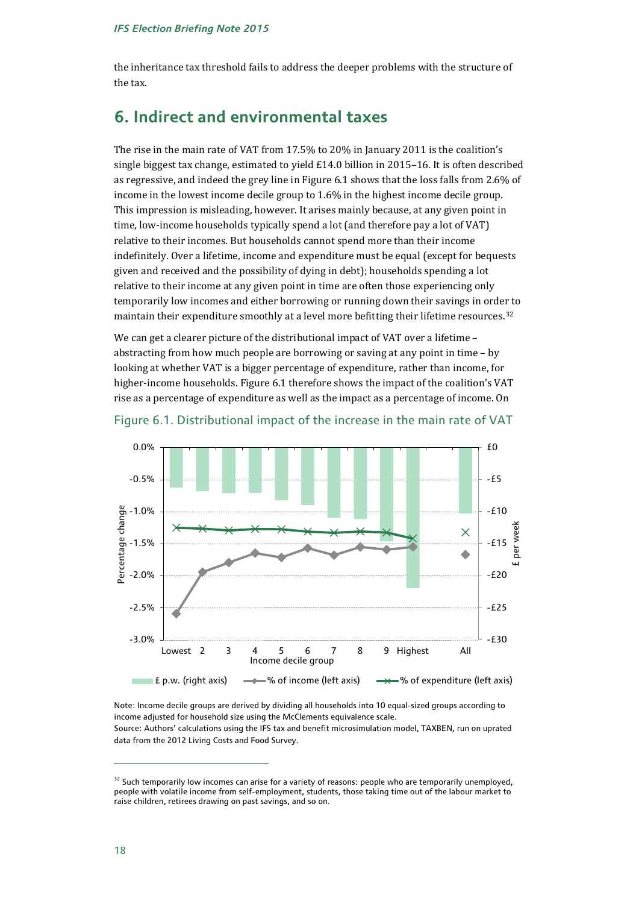the inheritance tax threshold fails to address the deeper problems with the structure of the tax.

## 6. Indirect and environmental taxes

The rise in the main rate of VAT from 17.5% to 20% in January 2011 is the coalition's single biggest tax change, estimated to yield £14.0 billion in 2015–16. It is often described as regressive, and indeed the grey line in Figure 6.1 shows that the loss falls from 2.6% of income in the lowest income decile group to 1.6% in the highest income decile group. This impression is misleading, however. It arises mainly because, at any given point in time, low-income households typically spend a lot (and therefore pay a lot of VAT) relative to their incomes. But households cannot spend more than their income indefinitely. Over a lifetime, income and expenditure must be equal (except for bequests given and received and the possibility of dying in debt); households spending a lot relative to their income at any given point in time are often those experiencing only temporarily low incomes and either borrowing or running down their savings in order to maintain their expenditure smoothly at a level more befitting their lifetime resources.[32]

We can get a clearer picture of the distributional impact of VAT over a lifetime – abstracting from how much people are borrowing or saving at any point in time – by looking at whether VAT is a bigger percentage of expenditure, rather than income, for higher-income households. Figure 6.1 therefore shows the impact of the coalition's VAT rise as a percentage of expenditure as well as the impact as a percentage of income. On

Figure 6.1. Distributional impact of the increase in the main rate of VAT

Note: Income decile groups are derived by dividing all households into 10 equal-sized groups according to income adjusted for household size using the McClements equivalence scale.
Source: Authors' calculations using the IFS tax and benefit microsimulation model, TAXBEN, run on uprated data from the 2012 Living Costs and Food Survey.

---

[32] Such temporarily low incomes can arise for a variety of reasons: people who are temporarily unemployed, people with volatile income from self-employment, students, those taking time out of the labour market to raise children, retirees drawing on past savings, and so on.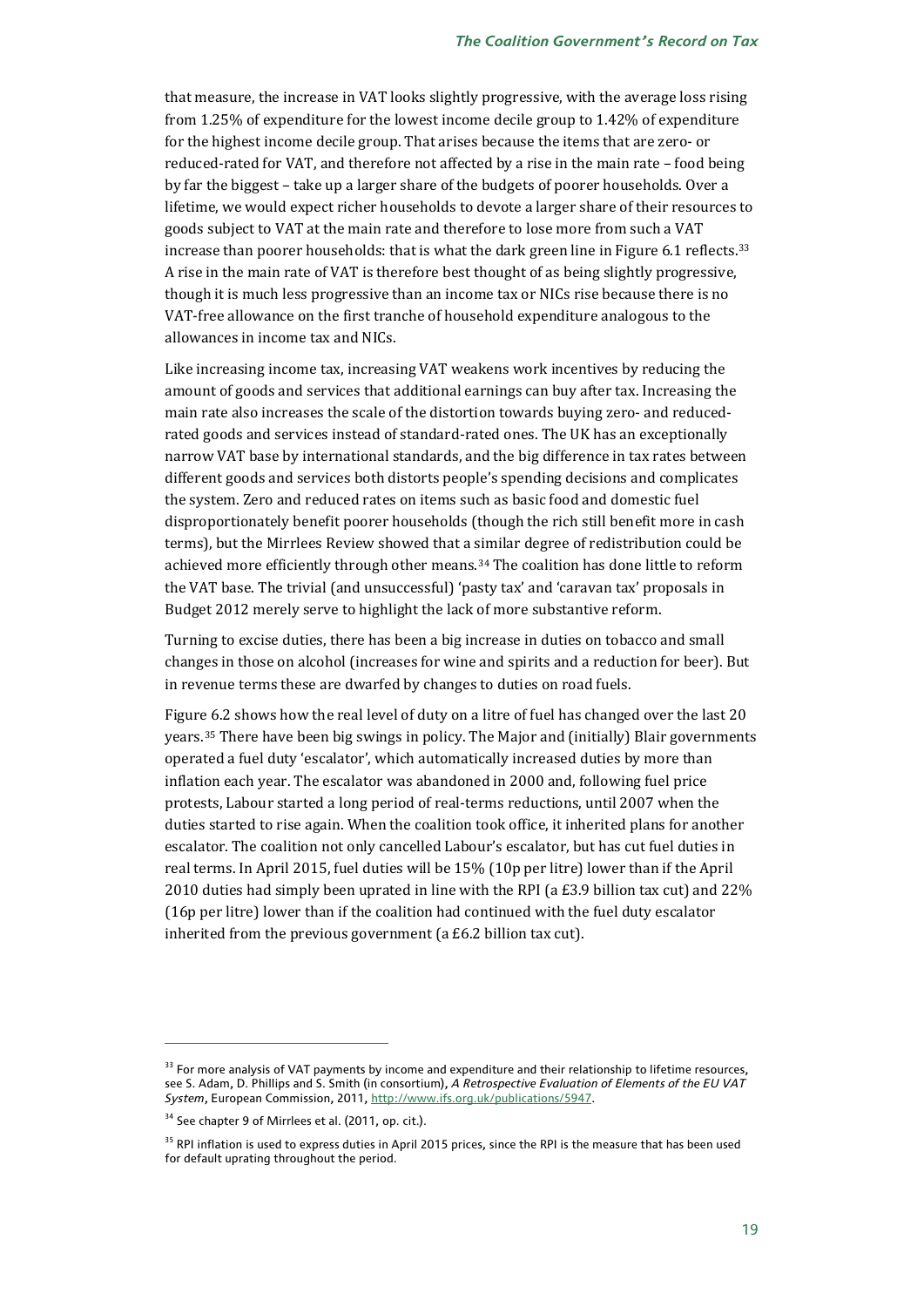that measure, the increase in VAT looks slightly progressive, with the average loss rising from 1.25% of expenditure for the lowest income decile group to 1.42% of expenditure for the highest income decile group. That arises because the items that are zero- or reduced-rated for VAT, and therefore not affected by a rise in the main rate – food being by far the biggest – take up a larger share of the budgets of poorer households. Over a lifetime, we would expect richer households to devote a larger share of their resources to goods subject to VAT at the main rate and therefore to lose more from such a VAT increase than poorer households: that is what the dark green line in Figure 6.1 reflects.[33] A rise in the main rate of VAT is therefore best thought of as being slightly progressive, though it is much less progressive than an income tax or NICs rise because there is no VAT-free allowance on the first tranche of household expenditure analogous to the allowances in income tax and NICs.

Like increasing income tax, increasing VAT weakens work incentives by reducing the amount of goods and services that additional earnings can buy after tax. Increasing the main rate also increases the scale of the distortion towards buying zero- and reduced-rated goods and services instead of standard-rated ones. The UK has an exceptionally narrow VAT base by international standards, and the big difference in tax rates between different goods and services both distorts people's spending decisions and complicates the system. Zero and reduced rates on items such as basic food and domestic fuel disproportionately benefit poorer households (though the rich still benefit more in cash terms), but the Mirrlees Review showed that a similar degree of redistribution could be achieved more efficiently through other means.[34] The coalition has done little to reform the VAT base. The trivial (and unsuccessful) 'pasty tax' and 'caravan tax' proposals in Budget 2012 merely serve to highlight the lack of more substantive reform.

Turning to excise duties, there has been a big increase in duties on tobacco and small changes in those on alcohol (increases for wine and spirits and a reduction for beer). But in revenue terms these are dwarfed by changes to duties on road fuels.

Figure 6.2 shows how the real level of duty on a litre of fuel has changed over the last 20 years.[35] There have been big swings in policy. The Major and (initially) Blair governments operated a fuel duty 'escalator', which automatically increased duties by more than inflation each year. The escalator was abandoned in 2000 and, following fuel price protests, Labour started a long period of real-terms reductions, until 2007 when the duties started to rise again. When the coalition took office, it inherited plans for another escalator. The coalition not only cancelled Labour's escalator, but has cut fuel duties in real terms. In April 2015, fuel duties will be 15% (10p per litre) lower than if the April 2010 duties had simply been uprated in line with the RPI (a £3.9 billion tax cut) and 22% (16p per litre) lower than if the coalition had continued with the fuel duty escalator inherited from the previous government (a £6.2 billion tax cut).

---

[33] For more analysis of VAT payments by income and expenditure and their relationship to lifetime resources, see S. Adam, D. Phillips and S. Smith (in consortium), *A Retrospective Evaluation of Elements of the EU VAT System*, European Commission, 2011, http://www.ifs.org.uk/publications/5947.

[34] See chapter 9 of Mirrlees et al. (2011, op. cit.).

[35] RPI inflation is used to express duties in April 2015 prices, since the RPI is the measure that has been used for default uprating throughout the period.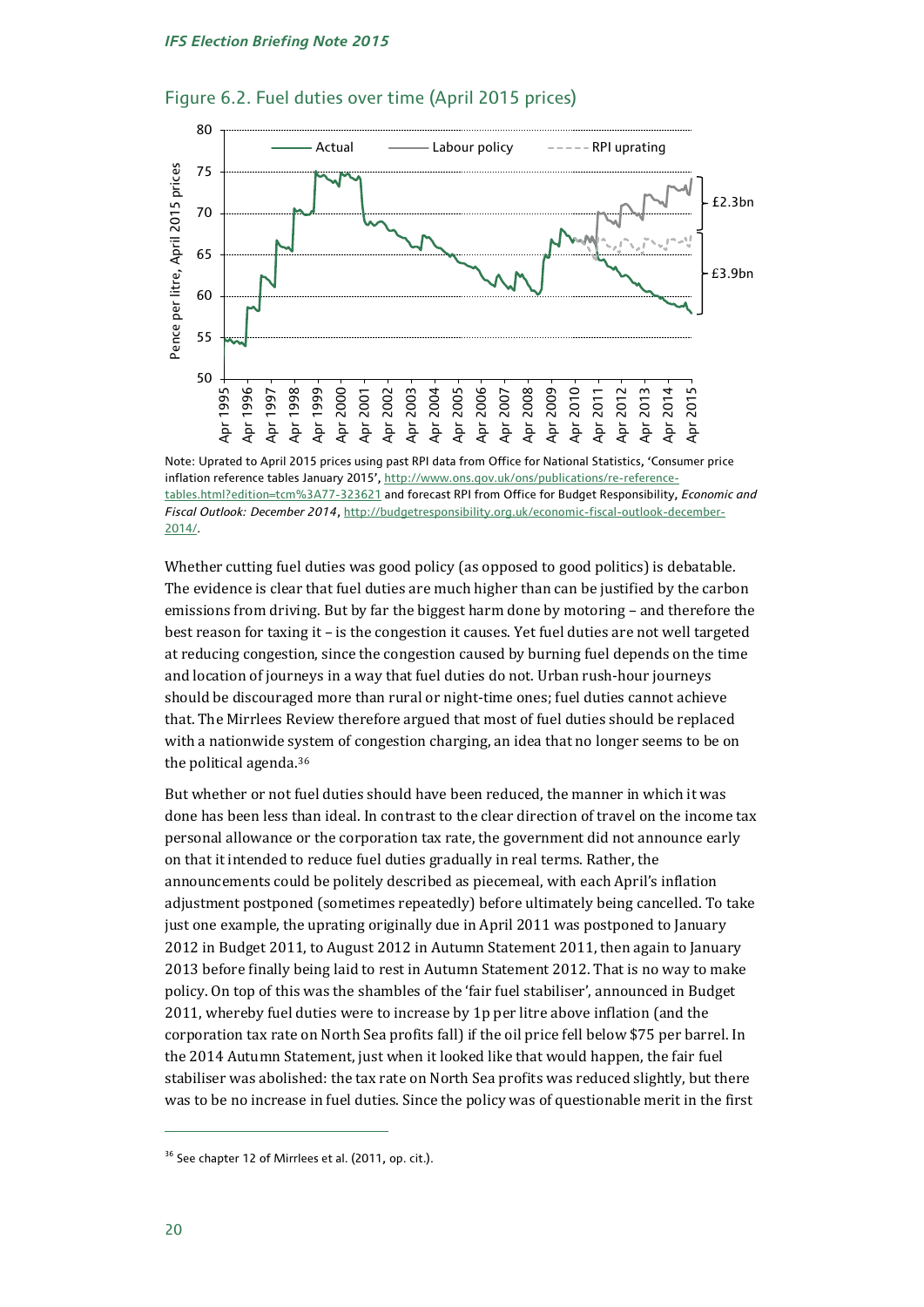Figure 6.2. Fuel duties over time (April 2015 prices)

Note: Uprated to April 2015 prices using past RPI data from Office for National Statistics, 'Consumer price inflation reference tables January 2015', http://www.ons.gov.uk/ons/publications/re-reference-tables.html?edition=tcm%3A77-323621 and forecast RPI from Office for Budget Responsibility, *Economic and Fiscal Outlook: December 2014*, http://budgetresponsibility.org.uk/economic-fiscal-outlook-december-2014/.

Whether cutting fuel duties was good policy (as opposed to good politics) is debatable. The evidence is clear that fuel duties are much higher than can be justified by the carbon emissions from driving. But by far the biggest harm done by motoring – and therefore the best reason for taxing it – is the congestion it causes. Yet fuel duties are not well targeted at reducing congestion, since the congestion caused by burning fuel depends on the time and location of journeys in a way that fuel duties do not. Urban rush-hour journeys should be discouraged more than rural or night-time ones; fuel duties cannot achieve that. The Mirrlees Review therefore argued that most of fuel duties should be replaced with a nationwide system of congestion charging, an idea that no longer seems to be on the political agenda.[36]

But whether or not fuel duties should have been reduced, the manner in which it was done has been less than ideal. In contrast to the clear direction of travel on the income tax personal allowance or the corporation tax rate, the government did not announce early on that it intended to reduce fuel duties gradually in real terms. Rather, the announcements could be politely described as piecemeal, with each April's inflation adjustment postponed (sometimes repeatedly) before ultimately being cancelled. To take just one example, the uprating originally due in April 2011 was postponed to January 2012 in Budget 2011, to August 2012 in Autumn Statement 2011, then again to January 2013 before finally being laid to rest in Autumn Statement 2012. That is no way to make policy. On top of this was the shambles of the 'fair fuel stabiliser', announced in Budget 2011, whereby fuel duties were to increase by 1p per litre above inflation (and the corporation tax rate on North Sea profits fall) if the oil price fell below $75 per barrel. In the 2014 Autumn Statement, just when it looked like that would happen, the fair fuel stabiliser was abolished: the tax rate on North Sea profits was reduced slightly, but there was to be no increase in fuel duties. Since the policy was of questionable merit in the first

[36] See chapter 12 of Mirrlees et al. (2011, op. cit.).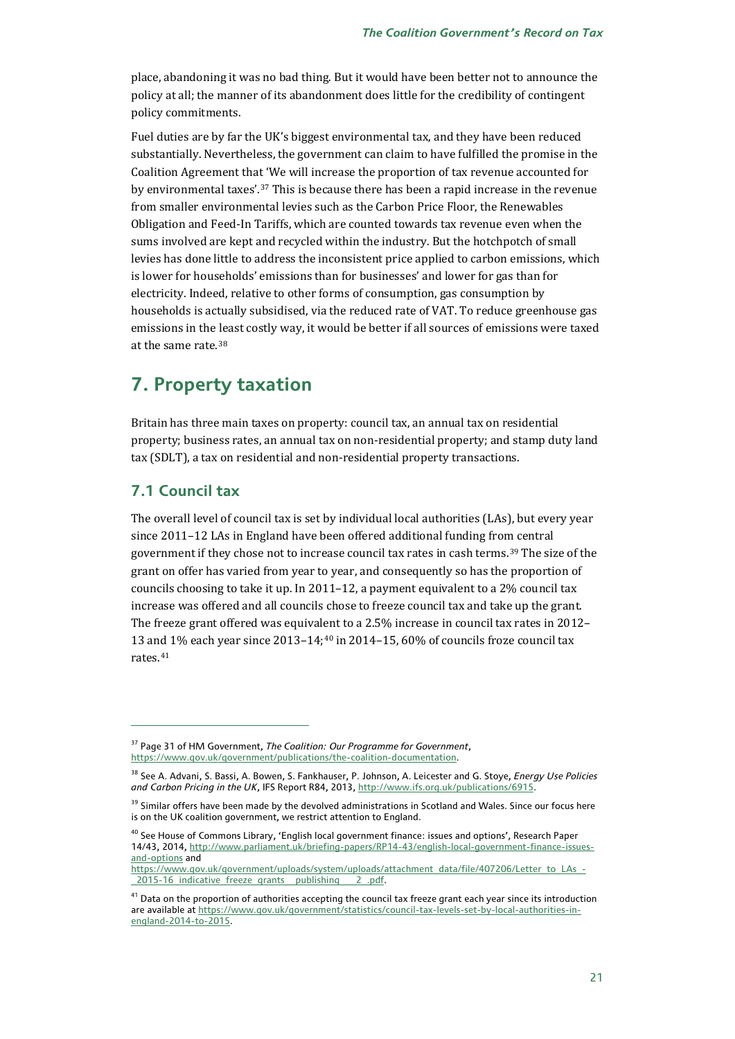place, abandoning it was no bad thing. But it would have been better not to announce the policy at all; the manner of its abandonment does little for the credibility of contingent policy commitments.

Fuel duties are by far the UK's biggest environmental tax, and they have been reduced substantially. Nevertheless, the government can claim to have fulfilled the promise in the Coalition Agreement that 'We will increase the proportion of tax revenue accounted for by environmental taxes'.[37] This is because there has been a rapid increase in the revenue from smaller environmental levies such as the Carbon Price Floor, the Renewables Obligation and Feed-In Tariffs, which are counted towards tax revenue even when the sums involved are kept and recycled within the industry. But the hotchpotch of small levies has done little to address the inconsistent price applied to carbon emissions, which is lower for households' emissions than for businesses' and lower for gas than for electricity. Indeed, relative to other forms of consumption, gas consumption by households is actually subsidised, via the reduced rate of VAT. To reduce greenhouse gas emissions in the least costly way, it would be better if all sources of emissions were taxed at the same rate.[38]

## 7. Property taxation

Britain has three main taxes on property: council tax, an annual tax on residential property; business rates, an annual tax on non-residential property; and stamp duty land tax (SDLT), a tax on residential and non-residential property transactions.

### 7.1 Council tax

The overall level of council tax is set by individual local authorities (LAs), but every year since 2011–12 LAs in England have been offered additional funding from central government if they chose not to increase council tax rates in cash terms.[39] The size of the grant on offer has varied from year to year, and consequently so has the proportion of councils choosing to take it up. In 2011–12, a payment equivalent to a 2% council tax increase was offered and all councils chose to freeze council tax and take up the grant. The freeze grant offered was equivalent to a 2.5% increase in council tax rates in 2012–13 and 1% each year since 2013–14;[40] in 2014–15, 60% of councils froze council tax rates.[41]

---

[37] Page 31 of HM Government, *The Coalition: Our Programme for Government*, https://www.gov.uk/government/publications/the-coalition-documentation.

[38] See A. Advani, S. Bassi, A. Bowen, S. Fankhauser, P. Johnson, A. Leicester and G. Stoye, *Energy Use Policies and Carbon Pricing in the UK*, IFS Report R84, 2013, http://www.ifs.org.uk/publications/6915.

[39] Similar offers have been made by the devolved administrations in Scotland and Wales. Since our focus here is on the UK coalition government, we restrict attention to England.

[40] See House of Commons Library, 'English local government finance: issues and options', Research Paper 14/43, 2014, http://www.parliament.uk/briefing-papers/RP14-43/english-local-government-finance-issues-and-options and https://www.gov.uk/government/uploads/system/uploads/attachment_data/file/407206/Letter_to_LAs_-_2015-16_indicative_freeze_grants__publishing___2_.pdf.

[41] Data on the proportion of authorities accepting the council tax freeze grant each year since its introduction are available at https://www.gov.uk/government/statistics/council-tax-levels-set-by-local-authorities-in-england-2014-to-2015.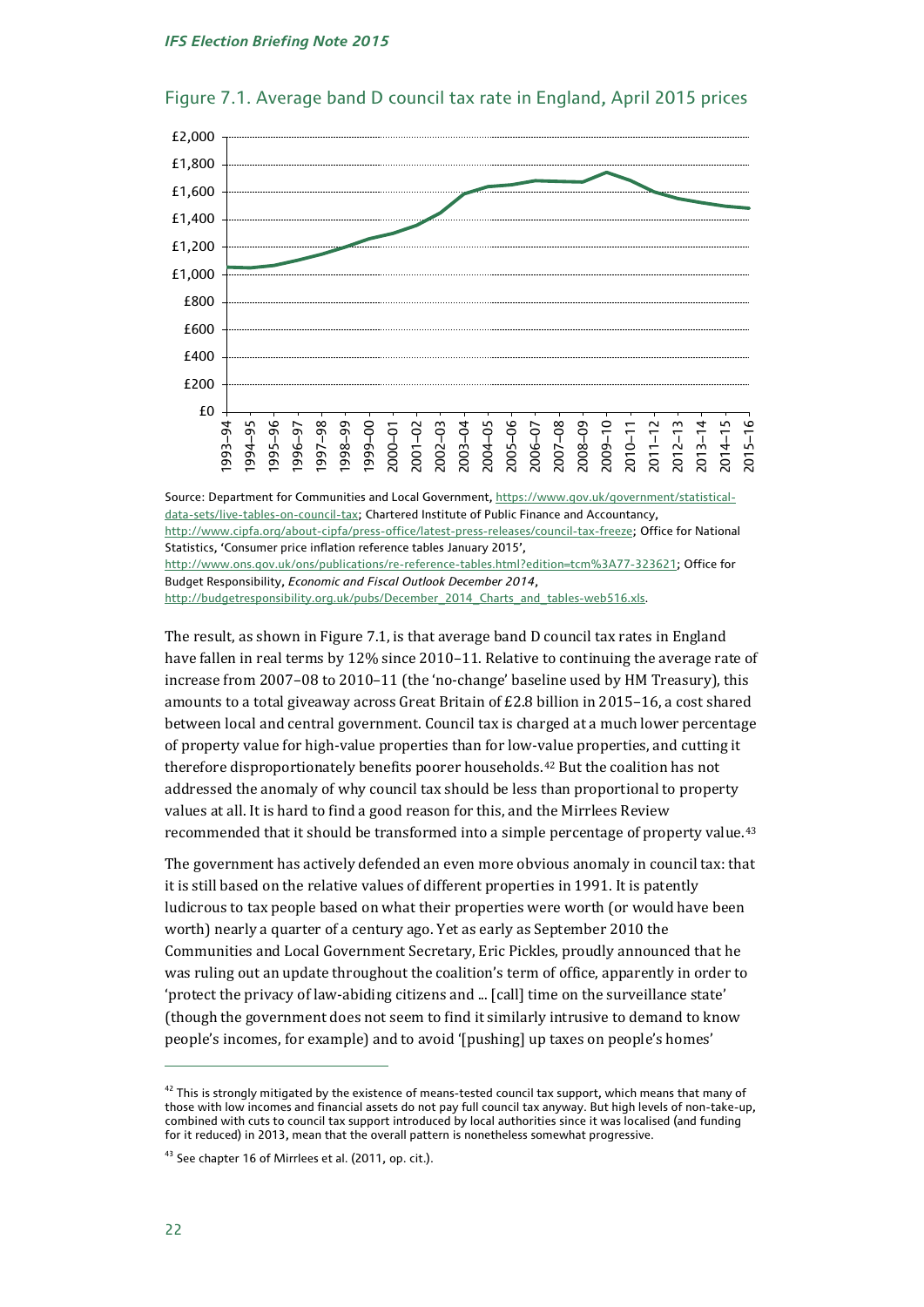Figure 7.1. Average band D council tax rate in England, April 2015 prices

Source: Department for Communities and Local Government, https://www.gov.uk/government/statistical-data-sets/live-tables-on-council-tax; Chartered Institute of Public Finance and Accountancy, http://www.cipfa.org/about-cipfa/press-office/latest-press-releases/council-tax-freeze; Office for National Statistics, 'Consumer price inflation reference tables January 2015', http://www.ons.gov.uk/ons/publications/re-reference-tables.html?edition=tcm%3A77-323621; Office for Budget Responsibility, *Economic and Fiscal Outlook December 2014*, http://budgetresponsibility.org.uk/pubs/December_2014_Charts_and_tables-web516.xls.

The result, as shown in Figure 7.1, is that average band D council tax rates in England have fallen in real terms by 12% since 2010–11. Relative to continuing the average rate of increase from 2007–08 to 2010–11 (the 'no-change' baseline used by HM Treasury), this amounts to a total giveaway across Great Britain of £2.8 billion in 2015–16, a cost shared between local and central government. Council tax is charged at a much lower percentage of property value for high-value properties than for low-value properties, and cutting it therefore disproportionately benefits poorer households.[42] But the coalition has not addressed the anomaly of why council tax should be less than proportional to property values at all. It is hard to find a good reason for this, and the Mirrlees Review recommended that it should be transformed into a simple percentage of property value.[43]

The government has actively defended an even more obvious anomaly in council tax: that it is still based on the relative values of different properties in 1991. It is patently ludicrous to tax people based on what their properties were worth (or would have been worth) nearly a quarter of a century ago. Yet as early as September 2010 the Communities and Local Government Secretary, Eric Pickles, proudly announced that he was ruling out an update throughout the coalition's term of office, apparently in order to 'protect the privacy of law-abiding citizens and ... [call] time on the surveillance state' (though the government does not seem to find it similarly intrusive to demand to know people's incomes, for example) and to avoid '[pushing] up taxes on people's homes'

---

[42] This is strongly mitigated by the existence of means-tested council tax support, which means that many of those with low incomes and financial assets do not pay full council tax anyway. But high levels of non-take-up, combined with cuts to council tax support introduced by local authorities since it was localised (and funding for it reduced) in 2013, mean that the overall pattern is nonetheless somewhat progressive.

[43] See chapter 16 of Mirrlees et al. (2011, op. cit.).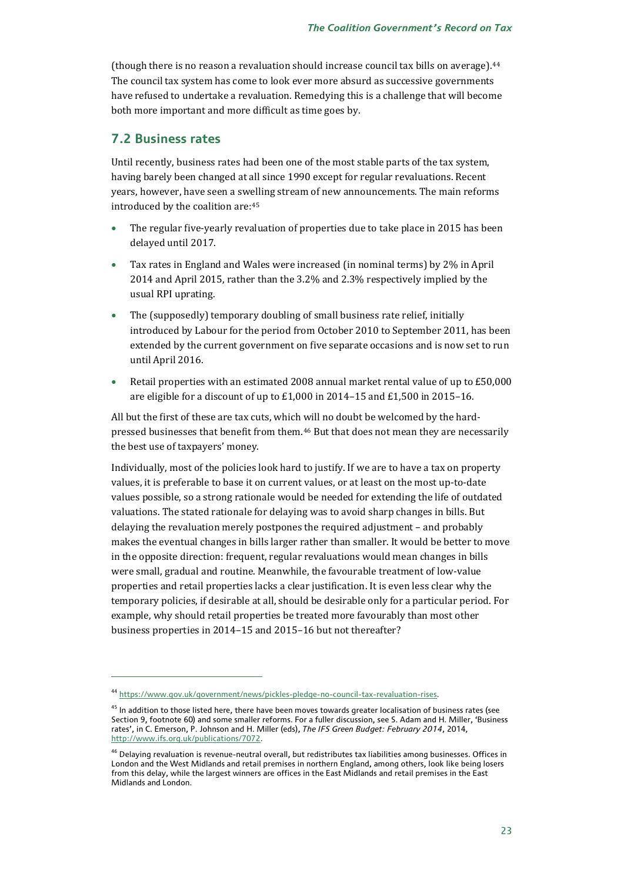(though there is no reason a revaluation should increase council tax bills on average).[44] The council tax system has come to look ever more absurd as successive governments have refused to undertake a revaluation. Remedying this is a challenge that will become both more important and more difficult as time goes by.

## 7.2 Business rates

Until recently, business rates had been one of the most stable parts of the tax system, having barely been changed at all since 1990 except for regular revaluations. Recent years, however, have seen a swelling stream of new announcements. The main reforms introduced by the coalition are:[45]

- The regular five-yearly revaluation of properties due to take place in 2015 has been delayed until 2017.
- Tax rates in England and Wales were increased (in nominal terms) by 2% in April 2014 and April 2015, rather than the 3.2% and 2.3% respectively implied by the usual RPI uprating.
- The (supposedly) temporary doubling of small business rate relief, initially introduced by Labour for the period from October 2010 to September 2011, has been extended by the current government on five separate occasions and is now set to run until April 2016.
- Retail properties with an estimated 2008 annual market rental value of up to £50,000 are eligible for a discount of up to £1,000 in 2014–15 and £1,500 in 2015–16.

All but the first of these are tax cuts, which will no doubt be welcomed by the hard-pressed businesses that benefit from them.[46] But that does not mean they are necessarily the best use of taxpayers' money.

Individually, most of the policies look hard to justify. If we are to have a tax on property values, it is preferable to base it on current values, or at least on the most up-to-date values possible, so a strong rationale would be needed for extending the life of outdated valuations. The stated rationale for delaying was to avoid sharp changes in bills. But delaying the revaluation merely postpones the required adjustment – and probably makes the eventual changes in bills larger rather than smaller. It would be better to move in the opposite direction: frequent, regular revaluations would mean changes in bills were small, gradual and routine. Meanwhile, the favourable treatment of low-value properties and retail properties lacks a clear justification. It is even less clear why the temporary policies, if desirable at all, should be desirable only for a particular period. For example, why should retail properties be treated more favourably than most other business properties in 2014–15 and 2015–16 but not thereafter?

---

[44] https://www.gov.uk/government/news/pickles-pledge-no-council-tax-revaluation-rises.

[45] In addition to those listed here, there have been moves towards greater localisation of business rates (see Section 9, footnote 60) and some smaller reforms. For a fuller discussion, see S. Adam and H. Miller, 'Business rates', in C. Emerson, P. Johnson and H. Miller (eds), *The IFS Green Budget: February 2014*, 2014, http://www.ifs.org.uk/publications/7072.

[46] Delaying revaluation is revenue-neutral overall, but redistributes tax liabilities among businesses. Offices in London and the West Midlands and retail premises in northern England, among others, look like being losers from this delay, while the largest winners are offices in the East Midlands and retail premises in the East Midlands and London.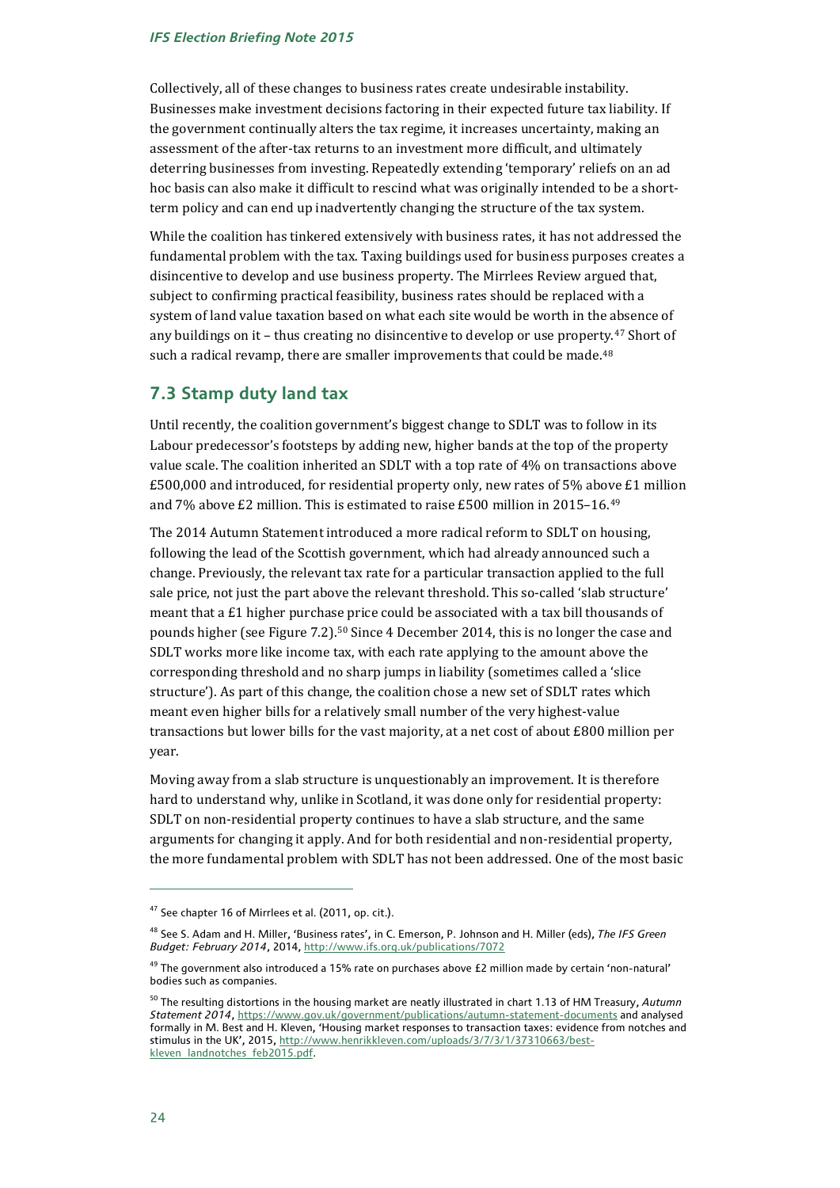Collectively, all of these changes to business rates create undesirable instability. Businesses make investment decisions factoring in their expected future tax liability. If the government continually alters the tax regime, it increases uncertainty, making an assessment of the after-tax returns to an investment more difficult, and ultimately deterring businesses from investing. Repeatedly extending 'temporary' reliefs on an ad hoc basis can also make it difficult to rescind what was originally intended to be a short-term policy and can end up inadvertently changing the structure of the tax system.

While the coalition has tinkered extensively with business rates, it has not addressed the fundamental problem with the tax. Taxing buildings used for business purposes creates a disincentive to develop and use business property. The Mirrlees Review argued that, subject to confirming practical feasibility, business rates should be replaced with a system of land value taxation based on what each site would be worth in the absence of any buildings on it – thus creating no disincentive to develop or use property.[47] Short of such a radical revamp, there are smaller improvements that could be made.[48]

## 7.3 Stamp duty land tax

Until recently, the coalition government's biggest change to SDLT was to follow in its Labour predecessor's footsteps by adding new, higher bands at the top of the property value scale. The coalition inherited an SDLT with a top rate of 4% on transactions above £500,000 and introduced, for residential property only, new rates of 5% above £1 million and 7% above £2 million. This is estimated to raise £500 million in 2015–16.[49]

The 2014 Autumn Statement introduced a more radical reform to SDLT on housing, following the lead of the Scottish government, which had already announced such a change. Previously, the relevant tax rate for a particular transaction applied to the full sale price, not just the part above the relevant threshold. This so-called 'slab structure' meant that a £1 higher purchase price could be associated with a tax bill thousands of pounds higher (see Figure 7.2).[50] Since 4 December 2014, this is no longer the case and SDLT works more like income tax, with each rate applying to the amount above the corresponding threshold and no sharp jumps in liability (sometimes called a 'slice structure'). As part of this change, the coalition chose a new set of SDLT rates which meant even higher bills for a relatively small number of the very highest-value transactions but lower bills for the vast majority, at a net cost of about £800 million per year.

Moving away from a slab structure is unquestionably an improvement. It is therefore hard to understand why, unlike in Scotland, it was done only for residential property: SDLT on non-residential property continues to have a slab structure, and the same arguments for changing it apply. And for both residential and non-residential property, the more fundamental problem with SDLT has not been addressed. One of the most basic

---

[47] See chapter 16 of Mirrlees et al. (2011, op. cit.).

[48] See S. Adam and H. Miller, 'Business rates', in C. Emerson, P. Johnson and H. Miller (eds), *The IFS Green Budget: February 2014*, 2014, http://www.ifs.org.uk/publications/7072

[49] The government also introduced a 15% rate on purchases above £2 million made by certain 'non-natural' bodies such as companies.

[50] The resulting distortions in the housing market are neatly illustrated in chart 1.13 of HM Treasury, *Autumn Statement 2014*, https://www.gov.uk/government/publications/autumn-statement-documents and analysed formally in M. Best and H. Kleven, 'Housing market responses to transaction taxes: evidence from notches and stimulus in the UK', 2015, http://www.henrikkleven.com/uploads/3/7/3/1/37310663/best-kleven_landnotches_feb2015.pdf.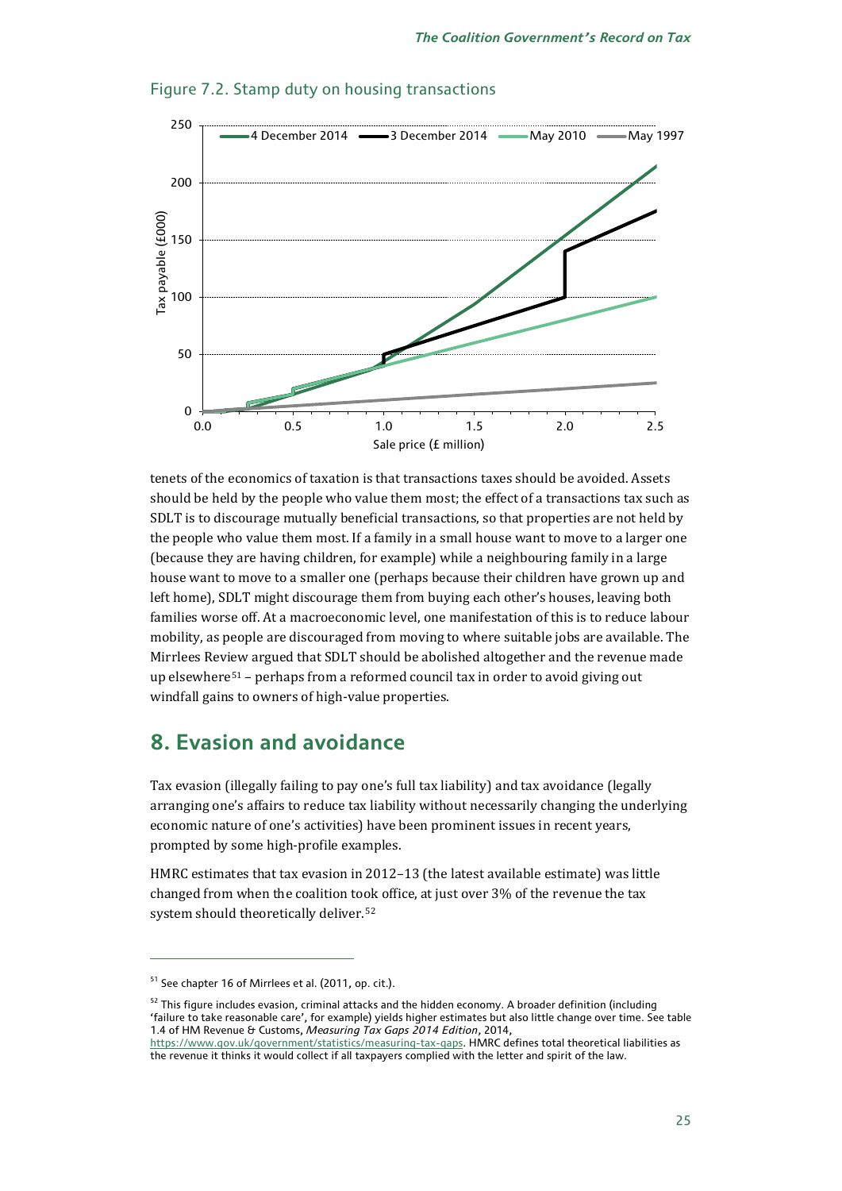Figure 7.2. Stamp duty on housing transactions

tenets of the economics of taxation is that transactions taxes should be avoided. Assets should be held by the people who value them most; the effect of a transactions tax such as SDLT is to discourage mutually beneficial transactions, so that properties are not held by the people who value them most. If a family in a small house want to move to a larger one (because they are having children, for example) while a neighbouring family in a large house want to move to a smaller one (perhaps because their children have grown up and left home), SDLT might discourage them from buying each other's houses, leaving both families worse off. At a macroeconomic level, one manifestation of this is to reduce labour mobility, as people are discouraged from moving to where suitable jobs are available. The Mirrlees Review argued that SDLT should be abolished altogether and the revenue made up elsewhere[51] – perhaps from a reformed council tax in order to avoid giving out windfall gains to owners of high-value properties.

## 8. Evasion and avoidance

Tax evasion (illegally failing to pay one's full tax liability) and tax avoidance (legally arranging one's affairs to reduce tax liability without necessarily changing the underlying economic nature of one's activities) have been prominent issues in recent years, prompted by some high-profile examples.

HMRC estimates that tax evasion in 2012–13 (the latest available estimate) was little changed from when the coalition took office, at just over 3% of the revenue the tax system should theoretically deliver.[52]

---

[51] See chapter 16 of Mirrlees et al. (2011, op. cit.).

[52] This figure includes evasion, criminal attacks and the hidden economy. A broader definition (including 'failure to take reasonable care', for example) yields higher estimates but also little change over time. See table 1.4 of HM Revenue & Customs, *Measuring Tax Gaps 2014 Edition*, 2014, https://www.gov.uk/government/statistics/measuring-tax-gaps. HMRC defines total theoretical liabilities as the revenue it thinks it would collect if all taxpayers complied with the letter and spirit of the law.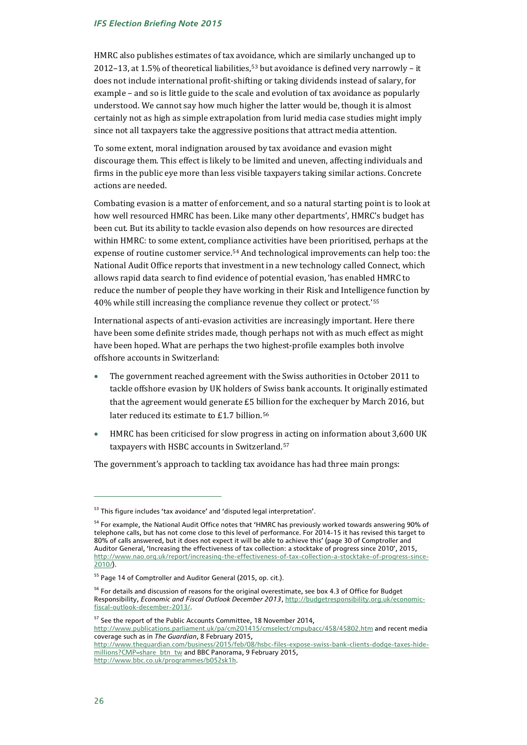HMRC also publishes estimates of tax avoidance, which are similarly unchanged up to 2012–13, at 1.5% of theoretical liabilities,[53] but avoidance is defined very narrowly – it does not include international profit-shifting or taking dividends instead of salary, for example – and so is little guide to the scale and evolution of tax avoidance as popularly understood. We cannot say how much higher the latter would be, though it is almost certainly not as high as simple extrapolation from lurid media case studies might imply since not all taxpayers take the aggressive positions that attract media attention.

To some extent, moral indignation aroused by tax avoidance and evasion might discourage them. This effect is likely to be limited and uneven, affecting individuals and firms in the public eye more than less visible taxpayers taking similar actions. Concrete actions are needed.

Combating evasion is a matter of enforcement, and so a natural starting point is to look at how well resourced HMRC has been. Like many other departments', HMRC's budget has been cut. But its ability to tackle evasion also depends on how resources are directed within HMRC: to some extent, compliance activities have been prioritised, perhaps at the expense of routine customer service.[54] And technological improvements can help too: the National Audit Office reports that investment in a new technology called Connect, which allows rapid data search to find evidence of potential evasion, 'has enabled HMRC to reduce the number of people they have working in their Risk and Intelligence function by 40% while still increasing the compliance revenue they collect or protect.'[55]

International aspects of anti-evasion activities are increasingly important. Here there have been some definite strides made, though perhaps not with as much effect as might have been hoped. What are perhaps the two highest-profile examples both involve offshore accounts in Switzerland:

- The government reached agreement with the Swiss authorities in October 2011 to tackle offshore evasion by UK holders of Swiss bank accounts. It originally estimated that the agreement would generate £5 billion for the exchequer by March 2016, but later reduced its estimate to £1.7 billion.[56]
- HMRC has been criticised for slow progress in acting on information about 3,600 UK taxpayers with HSBC accounts in Switzerland.[57]

The government's approach to tackling tax avoidance has had three main prongs:

---

[53] This figure includes 'tax avoidance' and 'disputed legal interpretation'.

[54] For example, the National Audit Office notes that 'HMRC has previously worked towards answering 90% of telephone calls, but has not come close to this level of performance. For 2014-15 it has revised this target to 80% of calls answered, but it does not expect it will be able to achieve this' (page 30 of Comptroller and Auditor General, 'Increasing the effectiveness of tax collection: a stocktake of progress since 2010', 2015, http://www.nao.org.uk/report/increasing-the-effectiveness-of-tax-collection-a-stocktake-of-progress-since-2010/).

[55] Page 14 of Comptroller and Auditor General (2015, op. cit.).

[56] For details and discussion of reasons for the original overestimate, see box 4.3 of Office for Budget Responsibility, *Economic and Fiscal Outlook December 2013*, http://budgetresponsibility.org.uk/economic-fiscal-outlook-december-2013/.

[57] See the report of the Public Accounts Committee, 18 November 2014, http://www.publications.parliament.uk/pa/cm201415/cmselect/cmpubacc/458/45802.htm and recent media coverage such as in *The Guardian*, 8 February 2015, http://www.theguardian.com/business/2015/feb/08/hsbc-files-expose-swiss-bank-clients-dodge-taxes-hide-millions?CMP=share_btn_tw and BBC Panorama, 9 February 2015, http://www.bbc.co.uk/programmes/b052sk1h.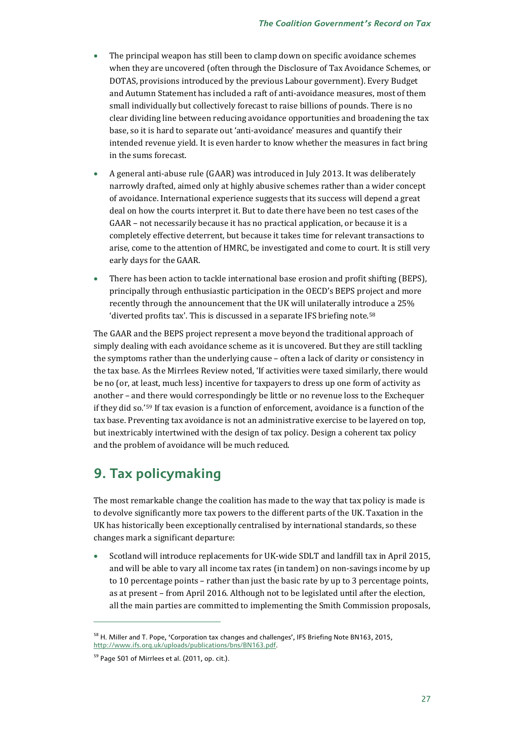- The principal weapon has still been to clamp down on specific avoidance schemes when they are uncovered (often through the Disclosure of Tax Avoidance Schemes, or DOTAS, provisions introduced by the previous Labour government). Every Budget and Autumn Statement has included a raft of anti-avoidance measures, most of them small individually but collectively forecast to raise billions of pounds. There is no clear dividing line between reducing avoidance opportunities and broadening the tax base, so it is hard to separate out 'anti-avoidance' measures and quantify their intended revenue yield. It is even harder to know whether the measures in fact bring in the sums forecast.

- A general anti-abuse rule (GAAR) was introduced in July 2013. It was deliberately narrowly drafted, aimed only at highly abusive schemes rather than a wider concept of avoidance. International experience suggests that its success will depend a great deal on how the courts interpret it. But to date there have been no test cases of the GAAR – not necessarily because it has no practical application, or because it is a completely effective deterrent, but because it takes time for relevant transactions to arise, come to the attention of HMRC, be investigated and come to court. It is still very early days for the GAAR.

- There has been action to tackle international base erosion and profit shifting (BEPS), principally through enthusiastic participation in the OECD's BEPS project and more recently through the announcement that the UK will unilaterally introduce a 25% 'diverted profits tax'. This is discussed in a separate IFS briefing note.[58]

The GAAR and the BEPS project represent a move beyond the traditional approach of simply dealing with each avoidance scheme as it is uncovered. But they are still tackling the symptoms rather than the underlying cause – often a lack of clarity or consistency in the tax base. As the Mirrlees Review noted, 'If activities were taxed similarly, there would be no (or, at least, much less) incentive for taxpayers to dress up one form of activity as another – and there would correspondingly be little or no revenue loss to the Exchequer if they did so.'[59] If tax evasion is a function of enforcement, avoidance is a function of the tax base. Preventing tax avoidance is not an administrative exercise to be layered on top, but inextricably intertwined with the design of tax policy. Design a coherent tax policy and the problem of avoidance will be much reduced.

## 9. Tax policymaking

The most remarkable change the coalition has made to the way that tax policy is made is to devolve significantly more tax powers to the different parts of the UK. Taxation in the UK has historically been exceptionally centralised by international standards, so these changes mark a significant departure:

- Scotland will introduce replacements for UK-wide SDLT and landfill tax in April 2015, and will be able to vary all income tax rates (in tandem) on non-savings income by up to 10 percentage points – rather than just the basic rate by up to 3 percentage points, as at present – from April 2016. Although not to be legislated until after the election, all the main parties are committed to implementing the Smith Commission proposals,

---

[58] H. Miller and T. Pope, 'Corporation tax changes and challenges', IFS Briefing Note BN163, 2015, http://www.ifs.org.uk/uploads/publications/bns/BN163.pdf.

[59] Page 501 of Mirrlees et al. (2011, op. cit.).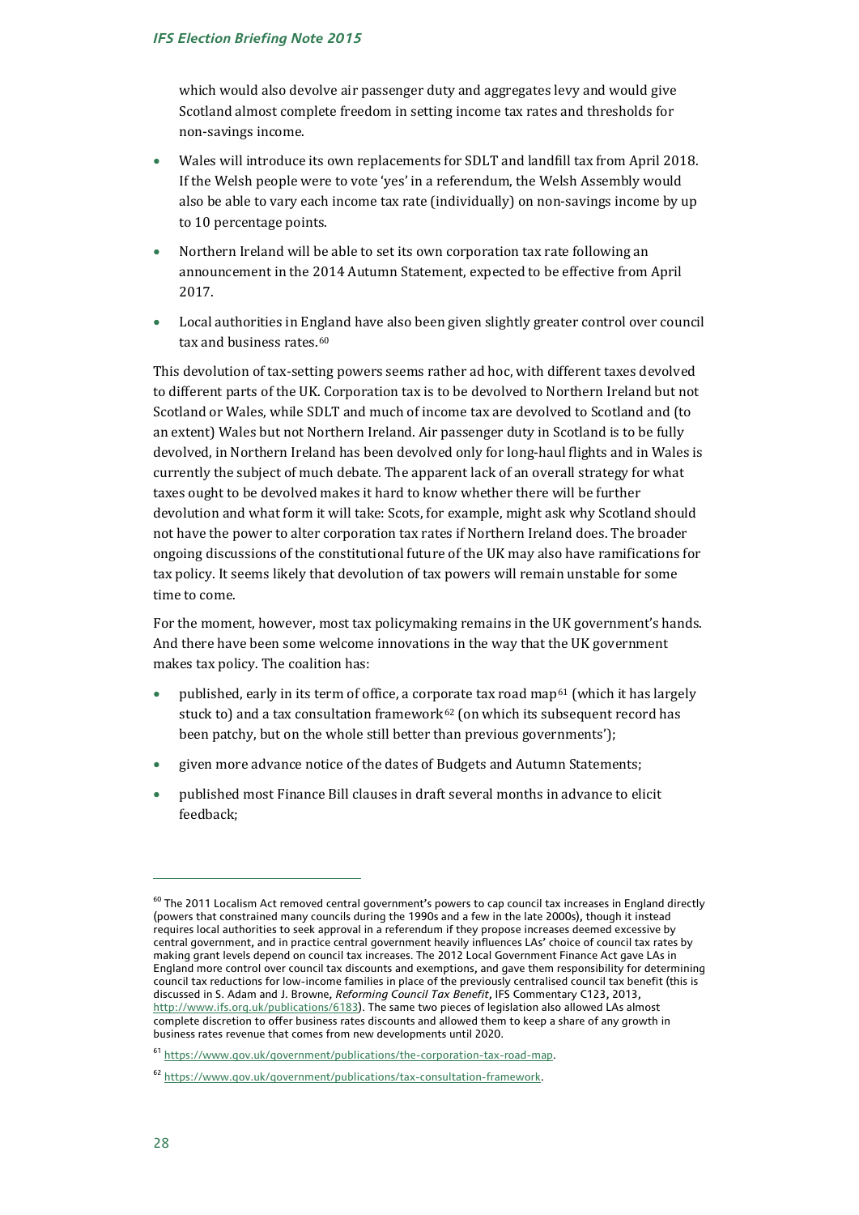which would also devolve air passenger duty and aggregates levy and would give Scotland almost complete freedom in setting income tax rates and thresholds for non-savings income.

- Wales will introduce its own replacements for SDLT and landfill tax from April 2018. If the Welsh people were to vote 'yes' in a referendum, the Welsh Assembly would also be able to vary each income tax rate (individually) on non-savings income by up to 10 percentage points.
- Northern Ireland will be able to set its own corporation tax rate following an announcement in the 2014 Autumn Statement, expected to be effective from April 2017.
- Local authorities in England have also been given slightly greater control over council tax and business rates.[60]

This devolution of tax-setting powers seems rather ad hoc, with different taxes devolved to different parts of the UK. Corporation tax is to be devolved to Northern Ireland but not Scotland or Wales, while SDLT and much of income tax are devolved to Scotland and (to an extent) Wales but not Northern Ireland. Air passenger duty in Scotland is to be fully devolved, in Northern Ireland has been devolved only for long-haul flights and in Wales is currently the subject of much debate. The apparent lack of an overall strategy for what taxes ought to be devolved makes it hard to know whether there will be further devolution and what form it will take: Scots, for example, might ask why Scotland should not have the power to alter corporation tax rates if Northern Ireland does. The broader ongoing discussions of the constitutional future of the UK may also have ramifications for tax policy. It seems likely that devolution of tax powers will remain unstable for some time to come.

For the moment, however, most tax policymaking remains in the UK government's hands. And there have been some welcome innovations in the way that the UK government makes tax policy. The coalition has:

- published, early in its term of office, a corporate tax road map[61] (which it has largely stuck to) and a tax consultation framework[62] (on which its subsequent record has been patchy, but on the whole still better than previous governments');
- given more advance notice of the dates of Budgets and Autumn Statements;
- published most Finance Bill clauses in draft several months in advance to elicit feedback;

---

[60] The 2011 Localism Act removed central government's powers to cap council tax increases in England directly (powers that constrained many councils during the 1990s and a few in the late 2000s), though it instead requires local authorities to seek approval in a referendum if they propose increases deemed excessive by central government, and in practice central government heavily influences LAs' choice of council tax rates by making grant levels depend on council tax increases. The 2012 Local Government Finance Act gave LAs in England more control over council tax discounts and exemptions, and gave them responsibility for determining council tax reductions for low-income families in place of the previously centralised council tax benefit (this is discussed in S. Adam and J. Browne, *Reforming Council Tax Benefit*, IFS Commentary C123, 2013, http://www.ifs.org.uk/publications/6183). The same two pieces of legislation also allowed LAs almost complete discretion to offer business rates discounts and allowed them to keep a share of any growth in business rates revenue that comes from new developments until 2020.

[61] https://www.gov.uk/government/publications/the-corporation-tax-road-map.

[62] https://www.gov.uk/government/publications/tax-consultation-framework.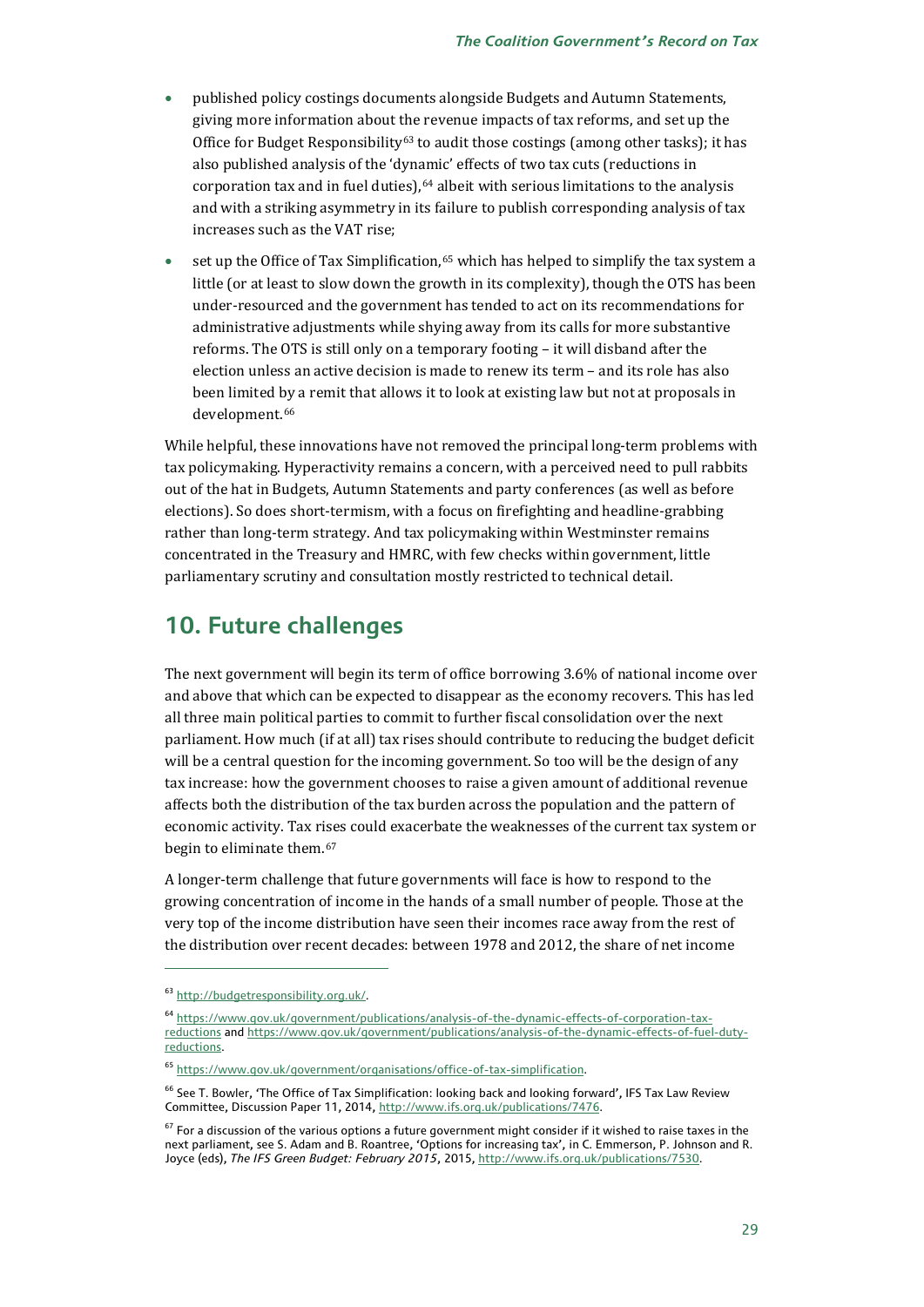- published policy costings documents alongside Budgets and Autumn Statements, giving more information about the revenue impacts of tax reforms, and set up the Office for Budget Responsibility[63] to audit those costings (among other tasks); it has also published analysis of the 'dynamic' effects of two tax cuts (reductions in corporation tax and in fuel duties),[64] albeit with serious limitations to the analysis and with a striking asymmetry in its failure to publish corresponding analysis of tax increases such as the VAT rise;
- set up the Office of Tax Simplification,[65] which has helped to simplify the tax system a little (or at least to slow down the growth in its complexity), though the OTS has been under-resourced and the government has tended to act on its recommendations for administrative adjustments while shying away from its calls for more substantive reforms. The OTS is still only on a temporary footing – it will disband after the election unless an active decision is made to renew its term – and its role has also been limited by a remit that allows it to look at existing law but not at proposals in development.[66]

While helpful, these innovations have not removed the principal long-term problems with tax policymaking. Hyperactivity remains a concern, with a perceived need to pull rabbits out of the hat in Budgets, Autumn Statements and party conferences (as well as before elections). So does short-termism, with a focus on firefighting and headline-grabbing rather than long-term strategy. And tax policymaking within Westminster remains concentrated in the Treasury and HMRC, with few checks within government, little parliamentary scrutiny and consultation mostly restricted to technical detail.

## 10. Future challenges

The next government will begin its term of office borrowing 3.6% of national income over and above that which can be expected to disappear as the economy recovers. This has led all three main political parties to commit to further fiscal consolidation over the next parliament. How much (if at all) tax rises should contribute to reducing the budget deficit will be a central question for the incoming government. So too will be the design of any tax increase: how the government chooses to raise a given amount of additional revenue affects both the distribution of the tax burden across the population and the pattern of economic activity. Tax rises could exacerbate the weaknesses of the current tax system or begin to eliminate them.[67]

A longer-term challenge that future governments will face is how to respond to the growing concentration of income in the hands of a small number of people. Those at the very top of the income distribution have seen their incomes race away from the rest of the distribution over recent decades: between 1978 and 2012, the share of net income

---

[63] http://budgetresponsibility.org.uk/.

[64] https://www.gov.uk/government/publications/analysis-of-the-dynamic-effects-of-corporation-tax-reductions and https://www.gov.uk/government/publications/analysis-of-the-dynamic-effects-of-fuel-duty-reductions.

[65] https://www.gov.uk/government/organisations/office-of-tax-simplification.

[66] See T. Bowler, 'The Office of Tax Simplification: looking back and looking forward', IFS Tax Law Review Committee, Discussion Paper 11, 2014, http://www.ifs.org.uk/publications/7476.

[67] For a discussion of the various options a future government might consider if it wished to raise taxes in the next parliament, see S. Adam and B. Roantree, 'Options for increasing tax', in C. Emmerson, P. Johnson and R. Joyce (eds), *The IFS Green Budget: February 2015*, 2015, http://www.ifs.org.uk/publications/7530.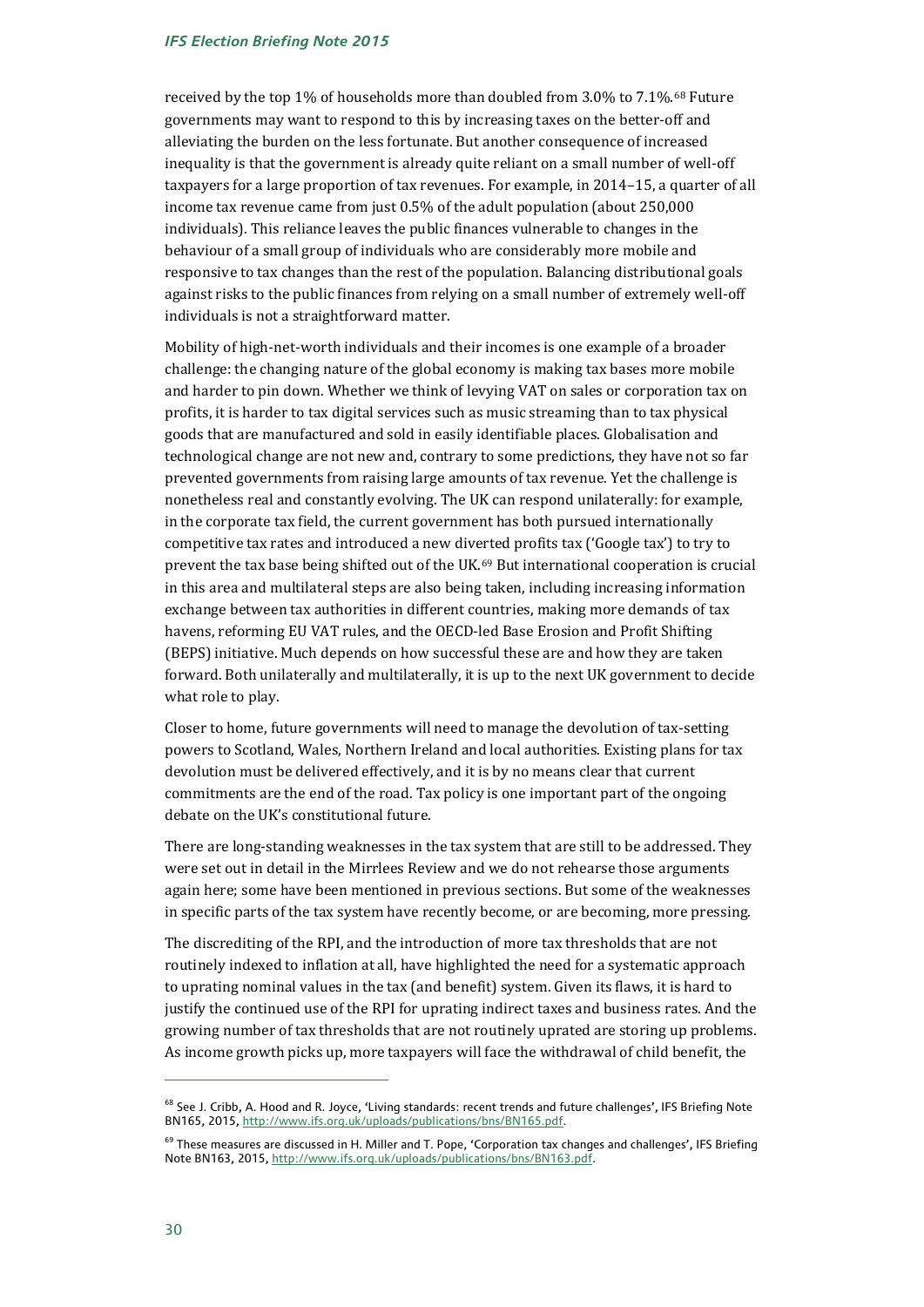received by the top 1% of households more than doubled from 3.0% to 7.1%.[68] Future governments may want to respond to this by increasing taxes on the better-off and alleviating the burden on the less fortunate. But another consequence of increased inequality is that the government is already quite reliant on a small number of well-off taxpayers for a large proportion of tax revenues. For example, in 2014–15, a quarter of all income tax revenue came from just 0.5% of the adult population (about 250,000 individuals). This reliance leaves the public finances vulnerable to changes in the behaviour of a small group of individuals who are considerably more mobile and responsive to tax changes than the rest of the population. Balancing distributional goals against risks to the public finances from relying on a small number of extremely well-off individuals is not a straightforward matter.

Mobility of high-net-worth individuals and their incomes is one example of a broader challenge: the changing nature of the global economy is making tax bases more mobile and harder to pin down. Whether we think of levying VAT on sales or corporation tax on profits, it is harder to tax digital services such as music streaming than to tax physical goods that are manufactured and sold in easily identifiable places. Globalisation and technological change are not new and, contrary to some predictions, they have not so far prevented governments from raising large amounts of tax revenue. Yet the challenge is nonetheless real and constantly evolving. The UK can respond unilaterally: for example, in the corporate tax field, the current government has both pursued internationally competitive tax rates and introduced a new diverted profits tax ('Google tax') to try to prevent the tax base being shifted out of the UK.[69] But international cooperation is crucial in this area and multilateral steps are also being taken, including increasing information exchange between tax authorities in different countries, making more demands of tax havens, reforming EU VAT rules, and the OECD-led Base Erosion and Profit Shifting (BEPS) initiative. Much depends on how successful these are and how they are taken forward. Both unilaterally and multilaterally, it is up to the next UK government to decide what role to play.

Closer to home, future governments will need to manage the devolution of tax-setting powers to Scotland, Wales, Northern Ireland and local authorities. Existing plans for tax devolution must be delivered effectively, and it is by no means clear that current commitments are the end of the road. Tax policy is one important part of the ongoing debate on the UK's constitutional future.

There are long-standing weaknesses in the tax system that are still to be addressed. They were set out in detail in the Mirrlees Review and we do not rehearse those arguments again here; some have been mentioned in previous sections. But some of the weaknesses in specific parts of the tax system have recently become, or are becoming, more pressing.

The discrediting of the RPI, and the introduction of more tax thresholds that are not routinely indexed to inflation at all, have highlighted the need for a systematic approach to uprating nominal values in the tax (and benefit) system. Given its flaws, it is hard to justify the continued use of the RPI for uprating indirect taxes and business rates. And the growing number of tax thresholds that are not routinely uprated are storing up problems. As income growth picks up, more taxpayers will face the withdrawal of child benefit, the

---

[68] See J. Cribb, A. Hood and R. Joyce, 'Living standards: recent trends and future challenges', IFS Briefing Note BN165, 2015, http://www.ifs.org.uk/uploads/publications/bns/BN165.pdf.

[69] These measures are discussed in H. Miller and T. Pope, 'Corporation tax changes and challenges', IFS Briefing Note BN163, 2015, http://www.ifs.org.uk/uploads/publications/bns/BN163.pdf.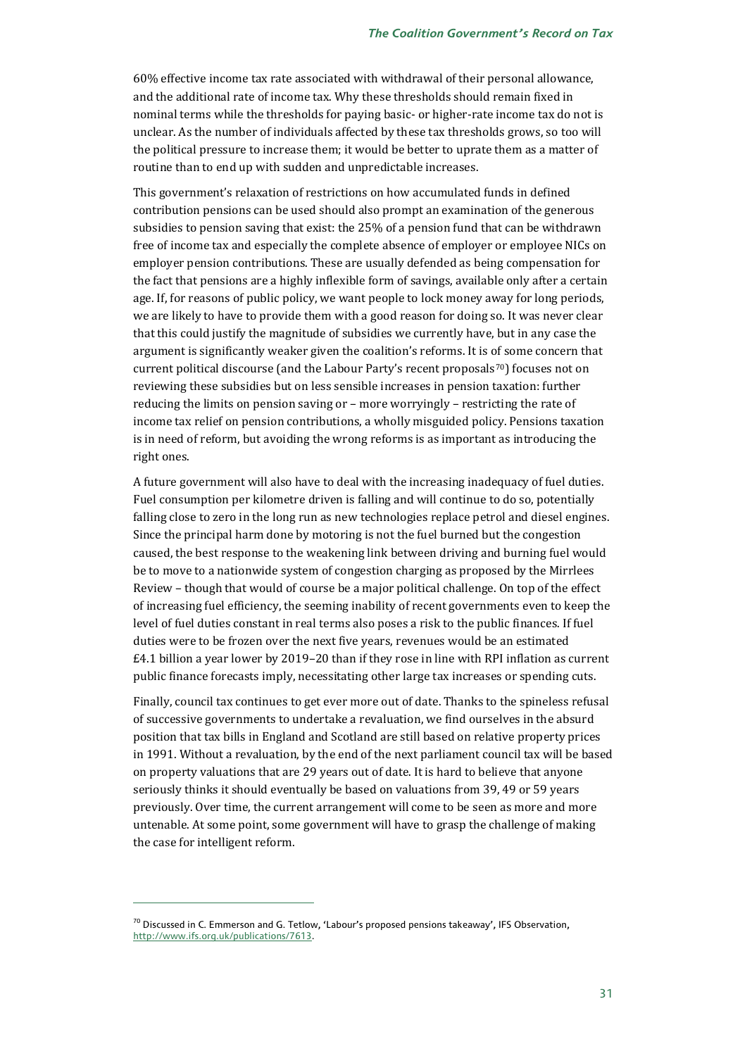60% effective income tax rate associated with withdrawal of their personal allowance, and the additional rate of income tax. Why these thresholds should remain fixed in nominal terms while the thresholds for paying basic- or higher-rate income tax do not is unclear. As the number of individuals affected by these tax thresholds grows, so too will the political pressure to increase them; it would be better to uprate them as a matter of routine than to end up with sudden and unpredictable increases.

This government's relaxation of restrictions on how accumulated funds in defined contribution pensions can be used should also prompt an examination of the generous subsidies to pension saving that exist: the 25% of a pension fund that can be withdrawn free of income tax and especially the complete absence of employer or employee NICs on employer pension contributions. These are usually defended as being compensation for the fact that pensions are a highly inflexible form of savings, available only after a certain age. If, for reasons of public policy, we want people to lock money away for long periods, we are likely to have to provide them with a good reason for doing so. It was never clear that this could justify the magnitude of subsidies we currently have, but in any case the argument is significantly weaker given the coalition's reforms. It is of some concern that current political discourse (and the Labour Party's recent proposals[70]) focuses not on reviewing these subsidies but on less sensible increases in pension taxation: further reducing the limits on pension saving or – more worryingly – restricting the rate of income tax relief on pension contributions, a wholly misguided policy. Pensions taxation is in need of reform, but avoiding the wrong reforms is as important as introducing the right ones.

A future government will also have to deal with the increasing inadequacy of fuel duties. Fuel consumption per kilometre driven is falling and will continue to do so, potentially falling close to zero in the long run as new technologies replace petrol and diesel engines. Since the principal harm done by motoring is not the fuel burned but the congestion caused, the best response to the weakening link between driving and burning fuel would be to move to a nationwide system of congestion charging as proposed by the Mirrlees Review – though that would of course be a major political challenge. On top of the effect of increasing fuel efficiency, the seeming inability of recent governments even to keep the level of fuel duties constant in real terms also poses a risk to the public finances. If fuel duties were to be frozen over the next five years, revenues would be an estimated £4.1 billion a year lower by 2019–20 than if they rose in line with RPI inflation as current public finance forecasts imply, necessitating other large tax increases or spending cuts.

Finally, council tax continues to get ever more out of date. Thanks to the spineless refusal of successive governments to undertake a revaluation, we find ourselves in the absurd position that tax bills in England and Scotland are still based on relative property prices in 1991. Without a revaluation, by the end of the next parliament council tax will be based on property valuations that are 29 years out of date. It is hard to believe that anyone seriously thinks it should eventually be based on valuations from 39, 49 or 59 years previously. Over time, the current arrangement will come to be seen as more and more untenable. At some point, some government will have to grasp the challenge of making the case for intelligent reform.

---

[70] Discussed in C. Emmerson and G. Tetlow, 'Labour's proposed pensions takeaway', IFS Observation, http://www.ifs.org.uk/publications/7613.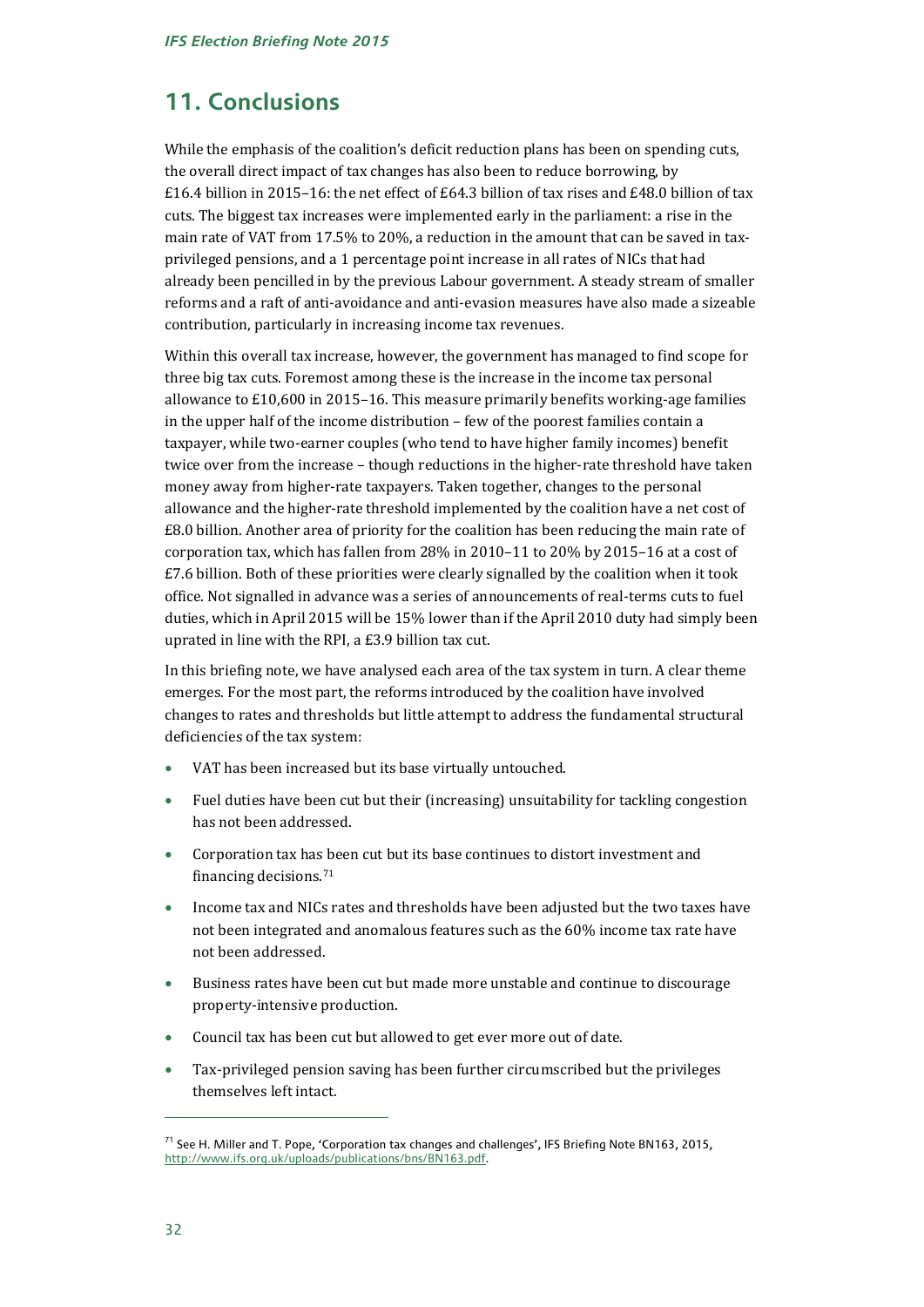## 11. Conclusions

While the emphasis of the coalition's deficit reduction plans has been on spending cuts, the overall direct impact of tax changes has also been to reduce borrowing, by £16.4 billion in 2015–16: the net effect of £64.3 billion of tax rises and £48.0 billion of tax cuts. The biggest tax increases were implemented early in the parliament: a rise in the main rate of VAT from 17.5% to 20%, a reduction in the amount that can be saved in tax-privileged pensions, and a 1 percentage point increase in all rates of NICs that had already been pencilled in by the previous Labour government. A steady stream of smaller reforms and a raft of anti-avoidance and anti-evasion measures have also made a sizeable contribution, particularly in increasing income tax revenues.

Within this overall tax increase, however, the government has managed to find scope for three big tax cuts. Foremost among these is the increase in the income tax personal allowance to £10,600 in 2015–16. This measure primarily benefits working-age families in the upper half of the income distribution – few of the poorest families contain a taxpayer, while two-earner couples (who tend to have higher family incomes) benefit twice over from the increase – though reductions in the higher-rate threshold have taken money away from higher-rate taxpayers. Taken together, changes to the personal allowance and the higher-rate threshold implemented by the coalition have a net cost of £8.0 billion. Another area of priority for the coalition has been reducing the main rate of corporation tax, which has fallen from 28% in 2010–11 to 20% by 2015–16 at a cost of £7.6 billion. Both of these priorities were clearly signalled by the coalition when it took office. Not signalled in advance was a series of announcements of real-terms cuts to fuel duties, which in April 2015 will be 15% lower than if the April 2010 duty had simply been uprated in line with the RPI, a £3.9 billion tax cut.

In this briefing note, we have analysed each area of the tax system in turn. A clear theme emerges. For the most part, the reforms introduced by the coalition have involved changes to rates and thresholds but little attempt to address the fundamental structural deficiencies of the tax system:

- VAT has been increased but its base virtually untouched.
- Fuel duties have been cut but their (increasing) unsuitability for tackling congestion has not been addressed.
- Corporation tax has been cut but its base continues to distort investment and financing decisions.[71]
- Income tax and NICs rates and thresholds have been adjusted but the two taxes have not been integrated and anomalous features such as the 60% income tax rate have not been addressed.
- Business rates have been cut but made more unstable and continue to discourage property-intensive production.
- Council tax has been cut but allowed to get ever more out of date.
- Tax-privileged pension saving has been further circumscribed but the privileges themselves left intact.

---

[71] See H. Miller and T. Pope, 'Corporation tax changes and challenges', IFS Briefing Note BN163, 2015, http://www.ifs.org.uk/uploads/publications/bns/BN163.pdf.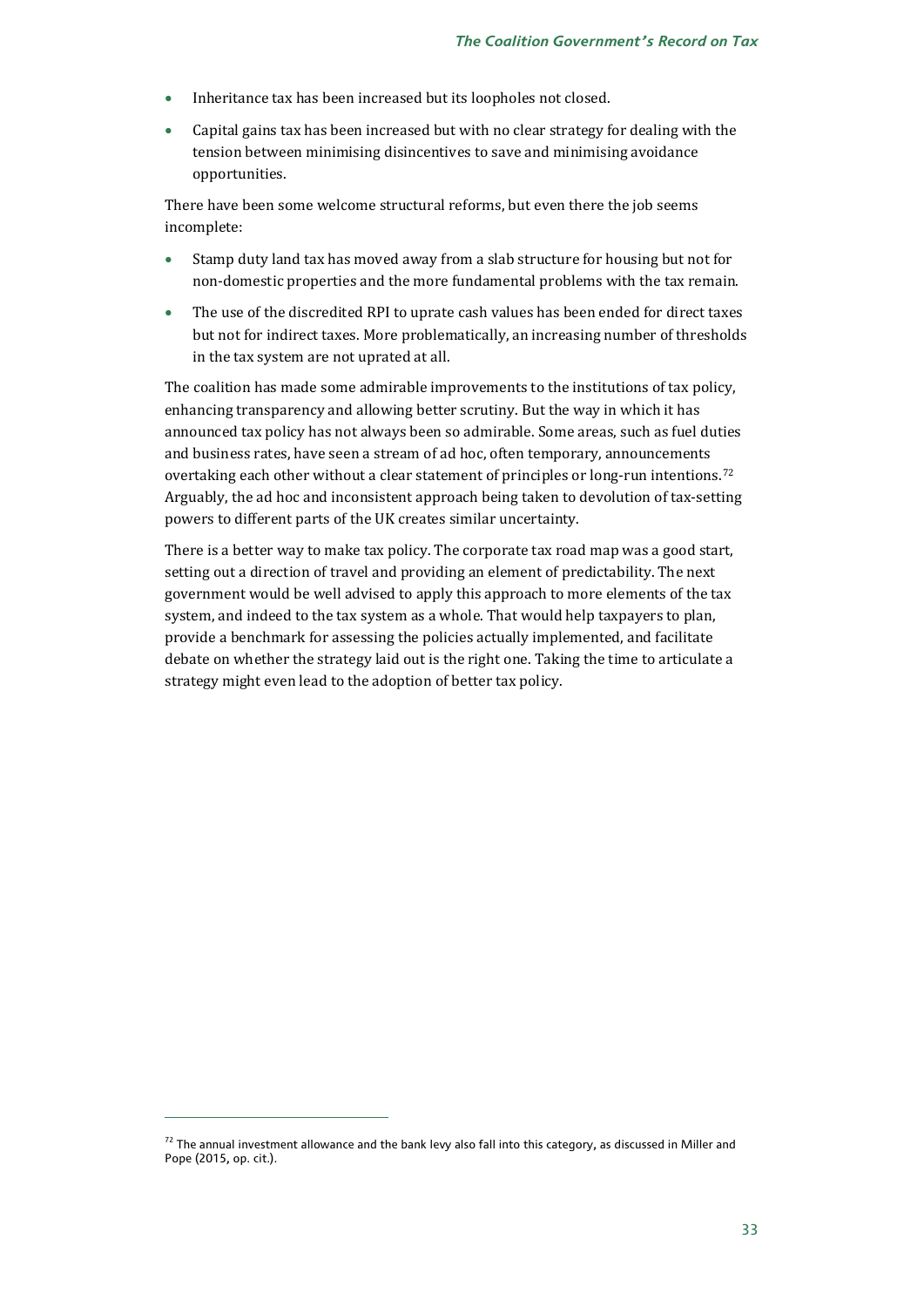- Inheritance tax has been increased but its loopholes not closed.
- Capital gains tax has been increased but with no clear strategy for dealing with the tension between minimising disincentives to save and minimising avoidance opportunities.

There have been some welcome structural reforms, but even there the job seems incomplete:

- Stamp duty land tax has moved away from a slab structure for housing but not for non-domestic properties and the more fundamental problems with the tax remain.
- The use of the discredited RPI to uprate cash values has been ended for direct taxes but not for indirect taxes. More problematically, an increasing number of thresholds in the tax system are not uprated at all.

The coalition has made some admirable improvements to the institutions of tax policy, enhancing transparency and allowing better scrutiny. But the way in which it has announced tax policy has not always been so admirable. Some areas, such as fuel duties and business rates, have seen a stream of ad hoc, often temporary, announcements overtaking each other without a clear statement of principles or long-run intentions.[72] Arguably, the ad hoc and inconsistent approach being taken to devolution of tax-setting powers to different parts of the UK creates similar uncertainty.

There is a better way to make tax policy. The corporate tax road map was a good start, setting out a direction of travel and providing an element of predictability. The next government would be well advised to apply this approach to more elements of the tax system, and indeed to the tax system as a whole. That would help taxpayers to plan, provide a benchmark for assessing the policies actually implemented, and facilitate debate on whether the strategy laid out is the right one. Taking the time to articulate a strategy might even lead to the adoption of better tax policy.

[72] The annual investment allowance and the bank levy also fall into this category, as discussed in Miller and Pope (2015, op. cit.).